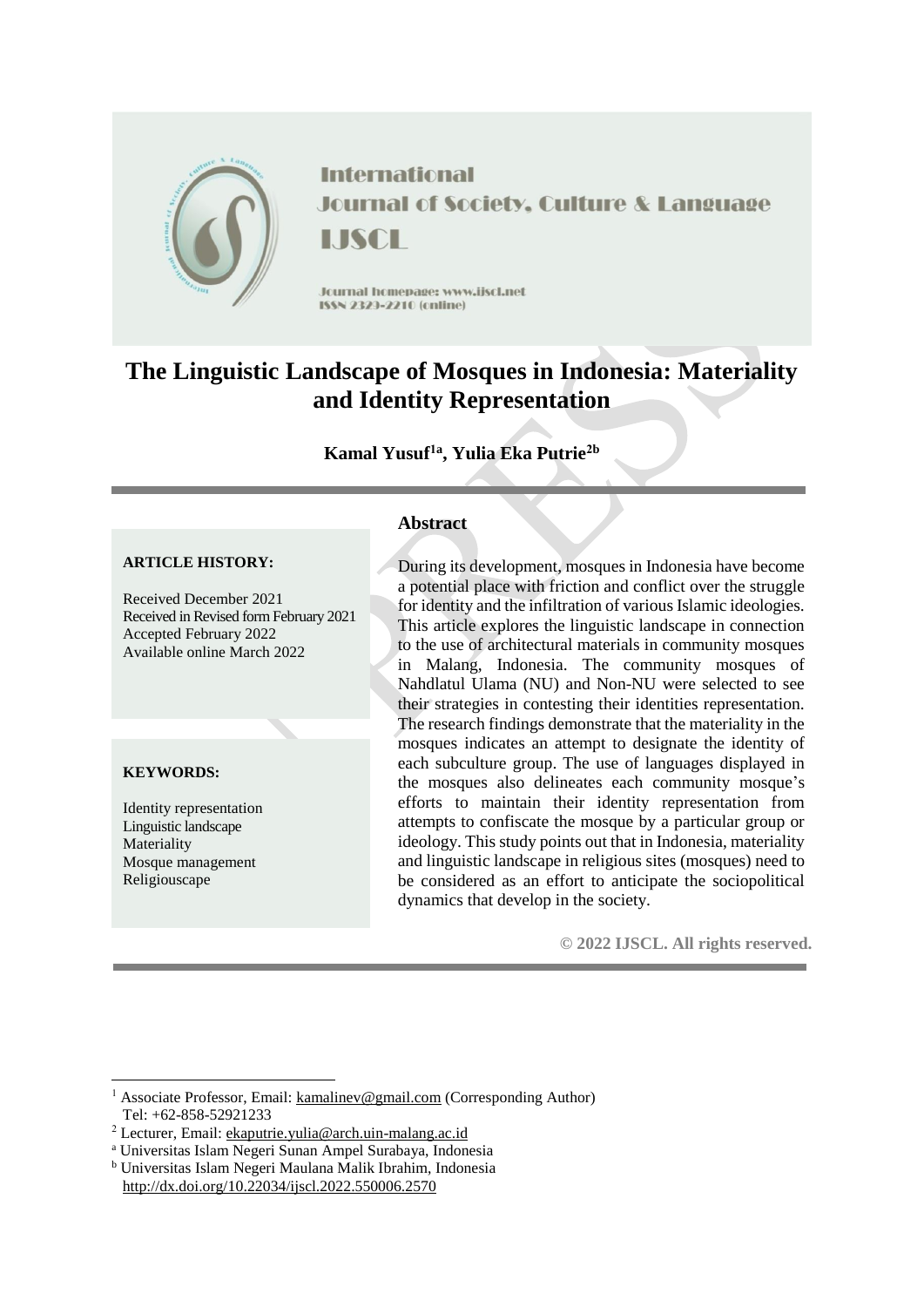International Journal of Society, Culture & Language

IJSCL

Journal homepage: www.ijscl.net

ISSN 2329-2210 (online)

# The Linguistic Landscape of Mosques in Indonesia: Materiality and Identity Representation

**Kamal Yusuf[1a], Yulia Eka Putrie[2b]**

**ARTICLE HISTORY:**

Received December 2021
Received in Revised form February 2021
Accepted February 2022
Available online March 2022

**KEYWORDS:**

Identity representation
Linguistic landscape
Materiality
Mosque management
Religiouscape

## Abstract

During its development, mosques in Indonesia have become a potential place with friction and conflict over the struggle for identity and the infiltration of various Islamic ideologies. This article explores the linguistic landscape in connection to the use of architectural materials in community mosques in Malang, Indonesia. The community mosques of Nahdlatul Ulama (NU) and Non-NU were selected to see their strategies in contesting their identities representation. The research findings demonstrate that the materiality in the mosques indicates an attempt to designate the identity of each subculture group. The use of languages displayed in the mosques also delineates each community mosque's efforts to maintain their identity representation from attempts to confiscate the mosque by a particular group or ideology. This study points out that in Indonesia, materiality and linguistic landscape in religious sites (mosques) need to be considered as an effort to anticipate the sociopolitical dynamics that develop in the society.

**© 2022 IJSCL. All rights reserved.**

---

[1] Associate Professor, Email: kamalinev@gmail.com (Corresponding Author)
Tel: +62-858-52921233

[2] Lecturer, Email: ekaputrie.yulia@arch.uin-malang.ac.id

[a] Universitas Islam Negeri Sunan Ampel Surabaya, Indonesia

[b] Universitas Islam Negeri Maulana Malik Ibrahim, Indonesia

http://dx.doi.org/10.22034/ijscl.2022.550006.2570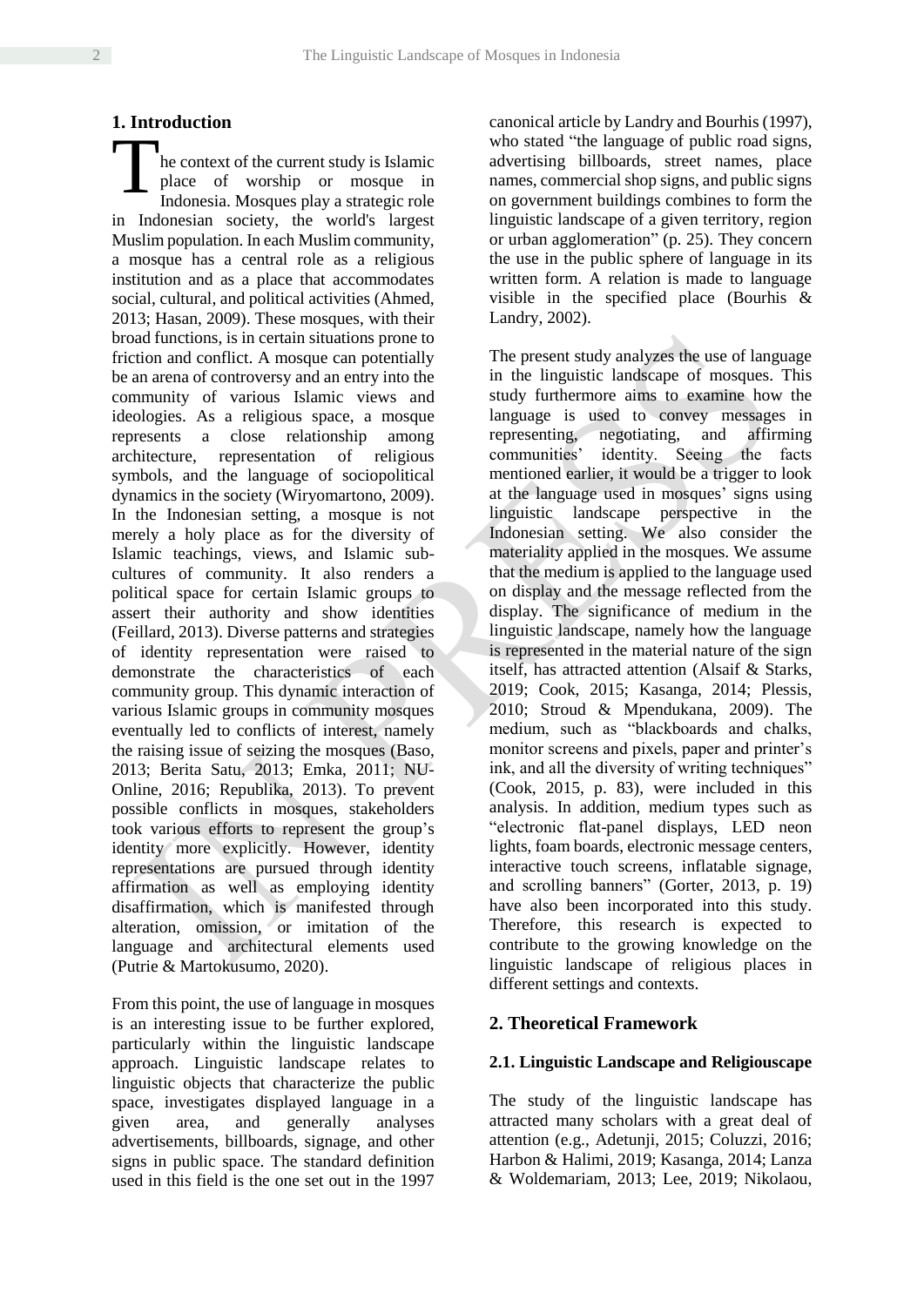## 1. Introduction

The context of the current study is Islamic place of worship or mosque in Indonesia. Mosques play a strategic role in Indonesian society, the world's largest Muslim population. In each Muslim community, a mosque has a central role as a religious institution and as a place that accommodates social, cultural, and political activities (Ahmed, 2013; Hasan, 2009). These mosques, with their broad functions, is in certain situations prone to friction and conflict. A mosque can potentially be an arena of controversy and an entry into the community of various Islamic views and ideologies. As a religious space, a mosque represents a close relationship among architecture, representation of religious symbols, and the language of sociopolitical dynamics in the society (Wiryomartono, 2009). In the Indonesian setting, a mosque is not merely a holy place as for the diversity of Islamic teachings, views, and Islamic sub-cultures of community. It also renders a political space for certain Islamic groups to assert their authority and show identities (Feillard, 2013). Diverse patterns and strategies of identity representation were raised to demonstrate the characteristics of each community group. This dynamic interaction of various Islamic groups in community mosques eventually led to conflicts of interest, namely the raising issue of seizing the mosques (Baso, 2013; Berita Satu, 2013; Emka, 2011; NU-Online, 2016; Republika, 2013). To prevent possible conflicts in mosques, stakeholders took various efforts to represent the group's identity more explicitly. However, identity representations are pursued through identity affirmation as well as employing identity disaffirmation, which is manifested through alteration, omission, or imitation of the language and architectural elements used (Putrie & Martokusumo, 2020).

From this point, the use of language in mosques is an interesting issue to be further explored, particularly within the linguistic landscape approach. Linguistic landscape relates to linguistic objects that characterize the public space, investigates displayed language in a given area, and generally analyses advertisements, billboards, signage, and other signs in public space. The standard definition used in this field is the one set out in the 1997 canonical article by Landry and Bourhis (1997), who stated "the language of public road signs, advertising billboards, street names, place names, commercial shop signs, and public signs on government buildings combines to form the linguistic landscape of a given territory, region or urban agglomeration" (p. 25). They concern the use in the public sphere of language in its written form. A relation is made to language visible in the specified place (Bourhis & Landry, 2002).

The present study analyzes the use of language in the linguistic landscape of mosques. This study furthermore aims to examine how the language is used to convey messages in representing, negotiating, and affirming communities' identity. Seeing the facts mentioned earlier, it would be a trigger to look at the language used in mosques' signs using linguistic landscape perspective in the Indonesian setting. We also consider the materiality applied in the mosques. We assume that the medium is applied to the language used on display and the message reflected from the display. The significance of medium in the linguistic landscape, namely how the language is represented in the material nature of the sign itself, has attracted attention (Alsaif & Starks, 2019; Cook, 2015; Kasanga, 2014; Plessis, 2010; Stroud & Mpendukana, 2009). The medium, such as "blackboards and chalks, monitor screens and pixels, paper and printer's ink, and all the diversity of writing techniques" (Cook, 2015, p. 83), were included in this analysis. In addition, medium types such as "electronic flat-panel displays, LED neon lights, foam boards, electronic message centers, interactive touch screens, inflatable signage, and scrolling banners" (Gorter, 2013, p. 19) have also been incorporated into this study. Therefore, this research is expected to contribute to the growing knowledge on the linguistic landscape of religious places in different settings and contexts.

## 2. Theoretical Framework

### 2.1. Linguistic Landscape and Religiouscape

The study of the linguistic landscape has attracted many scholars with a great deal of attention (e.g., Adetunji, 2015; Coluzzi, 2016; Harbon & Halimi, 2019; Kasanga, 2014; Lanza & Woldemariam, 2013; Lee, 2019; Nikolaou,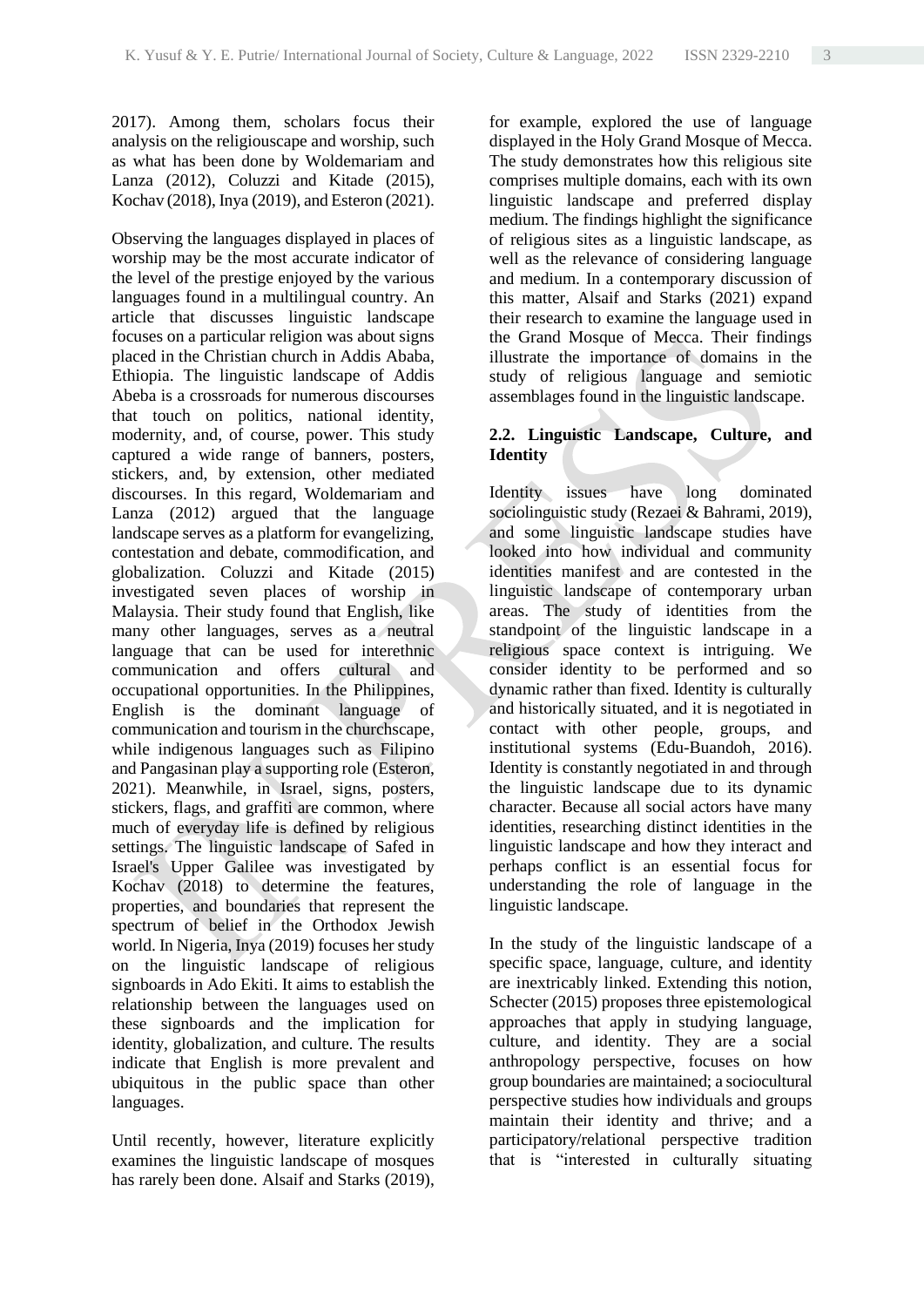2017). Among them, scholars focus their analysis on the religiouscape and worship, such as what has been done by Woldemariam and Lanza (2012), Coluzzi and Kitade (2015), Kochav (2018), Inya (2019), and Esteron (2021).

Observing the languages displayed in places of worship may be the most accurate indicator of the level of the prestige enjoyed by the various languages found in a multilingual country. An article that discusses linguistic landscape focuses on a particular religion was about signs placed in the Christian church in Addis Ababa, Ethiopia. The linguistic landscape of Addis Abeba is a crossroads for numerous discourses that touch on politics, national identity, modernity, and, of course, power. This study captured a wide range of banners, posters, stickers, and, by extension, other mediated discourses. In this regard, Woldemariam and Lanza (2012) argued that the language landscape serves as a platform for evangelizing, contestation and debate, commodification, and globalization. Coluzzi and Kitade (2015) investigated seven places of worship in Malaysia. Their study found that English, like many other languages, serves as a neutral language that can be used for interethnic communication and offers cultural and occupational opportunities. In the Philippines, English is the dominant language of communication and tourism in the churchscape, while indigenous languages such as Filipino and Pangasinan play a supporting role (Esteron, 2021). Meanwhile, in Israel, signs, posters, stickers, flags, and graffiti are common, where much of everyday life is defined by religious settings. The linguistic landscape of Safed in Israel's Upper Galilee was investigated by Kochav (2018) to determine the features, properties, and boundaries that represent the spectrum of belief in the Orthodox Jewish world. In Nigeria, Inya (2019) focuses her study on the linguistic landscape of religious signboards in Ado Ekiti. It aims to establish the relationship between the languages used on these signboards and the implication for identity, globalization, and culture. The results indicate that English is more prevalent and ubiquitous in the public space than other languages.

Until recently, however, literature explicitly examines the linguistic landscape of mosques has rarely been done. Alsaif and Starks (2019), for example, explored the use of language displayed in the Holy Grand Mosque of Mecca. The study demonstrates how this religious site comprises multiple domains, each with its own linguistic landscape and preferred display medium. The findings highlight the significance of religious sites as a linguistic landscape, as well as the relevance of considering language and medium. In a contemporary discussion of this matter, Alsaif and Starks (2021) expand their research to examine the language used in the Grand Mosque of Mecca. Their findings illustrate the importance of domains in the study of religious language and semiotic assemblages found in the linguistic landscape.

### 2.2. Linguistic Landscape, Culture, and Identity

Identity issues have long dominated sociolinguistic study (Rezaei & Bahrami, 2019), and some linguistic landscape studies have looked into how individual and community identities manifest and are contested in the linguistic landscape of contemporary urban areas. The study of identities from the standpoint of the linguistic landscape in a religious space context is intriguing. We consider identity to be performed and so dynamic rather than fixed. Identity is culturally and historically situated, and it is negotiated in contact with other people, groups, and institutional systems (Edu-Buandoh, 2016). Identity is constantly negotiated in and through the linguistic landscape due to its dynamic character. Because all social actors have many identities, researching distinct identities in the linguistic landscape and how they interact and perhaps conflict is an essential focus for understanding the role of language in the linguistic landscape.

In the study of the linguistic landscape of a specific space, language, culture, and identity are inextricably linked. Extending this notion, Schecter (2015) proposes three epistemological approaches that apply in studying language, culture, and identity. They are a social anthropology perspective, focuses on how group boundaries are maintained; a sociocultural perspective studies how individuals and groups maintain their identity and thrive; and a participatory/relational perspective tradition that is "interested in culturally situating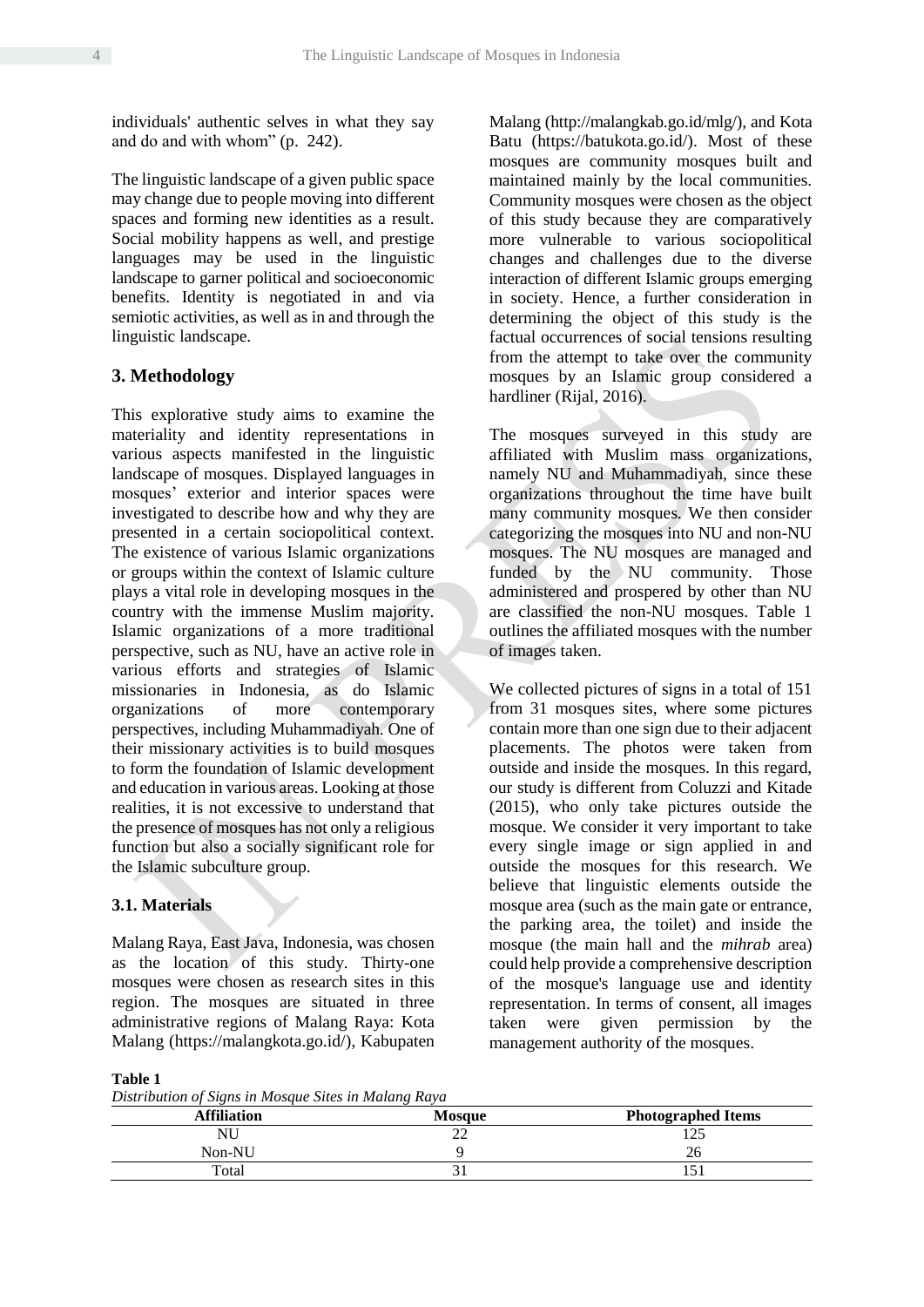individuals' authentic selves in what they say and do and with whom" (p. 242).

The linguistic landscape of a given public space may change due to people moving into different spaces and forming new identities as a result. Social mobility happens as well, and prestige languages may be used in the linguistic landscape to garner political and socioeconomic benefits. Identity is negotiated in and via semiotic activities, as well as in and through the linguistic landscape.

## 3. Methodology

This explorative study aims to examine the materiality and identity representations in various aspects manifested in the linguistic landscape of mosques. Displayed languages in mosques' exterior and interior spaces were investigated to describe how and why they are presented in a certain sociopolitical context. The existence of various Islamic organizations or groups within the context of Islamic culture plays a vital role in developing mosques in the country with the immense Muslim majority. Islamic organizations of a more traditional perspective, such as NU, have an active role in various efforts and strategies of Islamic missionaries in Indonesia, as do Islamic organizations of more contemporary perspectives, including Muhammadiyah. One of their missionary activities is to build mosques to form the foundation of Islamic development and education in various areas. Looking at those realities, it is not excessive to understand that the presence of mosques has not only a religious function but also a socially significant role for the Islamic subculture group.

### 3.1. Materials

Malang Raya, East Java, Indonesia, was chosen as the location of this study. Thirty-one mosques were chosen as research sites in this region. The mosques are situated in three administrative regions of Malang Raya: Kota Malang (https://malangkota.go.id/), Kabupaten Malang (http://malangkab.go.id/mlg/), and Kota Batu (https://batukota.go.id/). Most of these mosques are community mosques built and maintained mainly by the local communities. Community mosques were chosen as the object of this study because they are comparatively more vulnerable to various sociopolitical changes and challenges due to the diverse interaction of different Islamic groups emerging in society. Hence, a further consideration in determining the object of this study is the factual occurrences of social tensions resulting from the attempt to take over the community mosques by an Islamic group considered a hardliner (Rijal, 2016).

The mosques surveyed in this study are affiliated with Muslim mass organizations, namely NU and Muhammadiyah, since these organizations throughout the time have built many community mosques. We then consider categorizing the mosques into NU and non-NU mosques. The NU mosques are managed and funded by the NU community. Those administered and prospered by other than NU are classified the non-NU mosques. Table 1 outlines the affiliated mosques with the number of images taken.

We collected pictures of signs in a total of 151 from 31 mosques sites, where some pictures contain more than one sign due to their adjacent placements. The photos were taken from outside and inside the mosques. In this regard, our study is different from Coluzzi and Kitade (2015), who only take pictures outside the mosque. We consider it very important to take every single image or sign applied in and outside the mosques for this research. We believe that linguistic elements outside the mosque area (such as the main gate or entrance, the parking area, the toilet) and inside the mosque (the main hall and the *mihrab* area) could help provide a comprehensive description of the mosque's language use and identity representation. In terms of consent, all images taken were given permission by the management authority of the mosques.

**Table 1**

*Distribution of Signs in Mosque Sites in Malang Raya*

| Affiliation | Mosque | Photographed Items |
|---|---|---|
| NU | 22 | 125 |
| Non-NU | 9 | 26 |
| Total | 31 | 151 |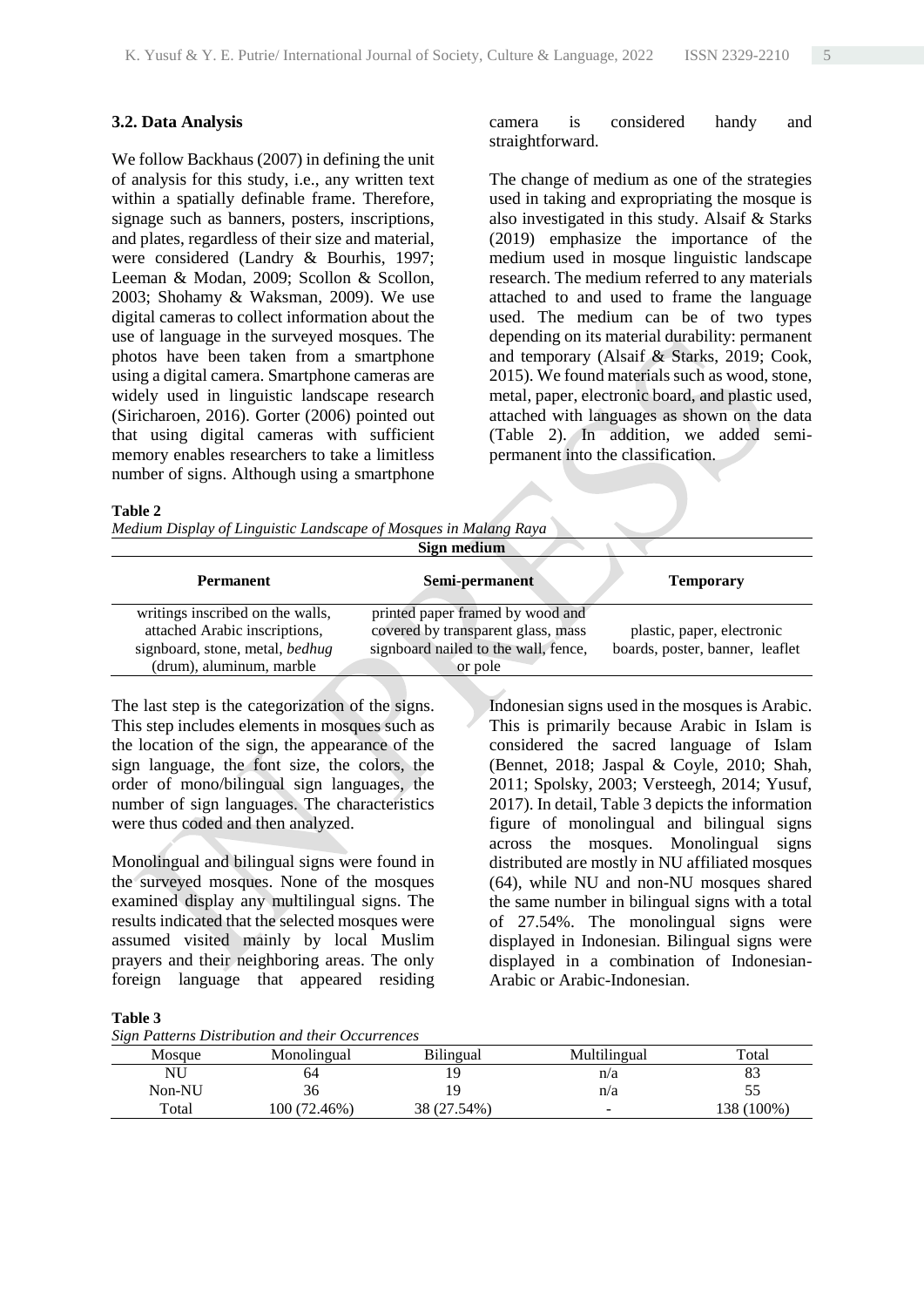### 3.2. Data Analysis

We follow Backhaus (2007) in defining the unit of analysis for this study, i.e., any written text within a spatially definable frame. Therefore, signage such as banners, posters, inscriptions, and plates, regardless of their size and material, were considered (Landry & Bourhis, 1997; Leeman & Modan, 2009; Scollon & Scollon, 2003; Shohamy & Waksman, 2009). We use digital cameras to collect information about the use of language in the surveyed mosques. The photos have been taken from a smartphone using a digital camera. Smartphone cameras are widely used in linguistic landscape research (Siricharoen, 2016). Gorter (2006) pointed out that using digital cameras with sufficient memory enables researchers to take a limitless number of signs. Although using a smartphone camera is considered handy and straightforward.

The change of medium as one of the strategies used in taking and expropriating the mosque is also investigated in this study. Alsaif & Starks (2019) emphasize the importance of the medium used in mosque linguistic landscape research. The medium referred to any materials attached to and used to frame the language used. The medium can be of two types depending on its material durability: permanent and temporary (Alsaif & Starks, 2019; Cook, 2015). We found materials such as wood, stone, metal, paper, electronic board, and plastic used, attached with languages as shown on the data (Table 2). In addition, we added semi-permanent into the classification.

**Table 2**
*Medium Display of Linguistic Landscape of Mosques in Malang Raya*

| **Sign medium** | | |
|---|---|---|
| **Permanent** | **Semi-permanent** | **Temporary** |
| writings inscribed on the walls, attached Arabic inscriptions, signboard, stone, metal, *bedhug* (drum), aluminum, marble | printed paper framed by wood and covered by transparent glass, mass signboard nailed to the wall, fence, or pole | plastic, paper, electronic boards, poster, banner, leaflet |

The last step is the categorization of the signs. This step includes elements in mosques such as the location of the sign, the appearance of the sign language, the font size, the colors, the order of mono/bilingual sign languages, the number of sign languages. The characteristics were thus coded and then analyzed.

Monolingual and bilingual signs were found in the surveyed mosques. None of the mosques examined display any multilingual signs. The results indicated that the selected mosques were assumed visited mainly by local Muslim prayers and their neighboring areas. The only foreign language that appeared residing Indonesian signs used in the mosques is Arabic. This is primarily because Arabic in Islam is considered the sacred language of Islam (Bennet, 2018; Jaspal & Coyle, 2010; Shah, 2011; Spolsky, 2003; Versteegh, 2014; Yusuf, 2017). In detail, Table 3 depicts the information figure of monolingual and bilingual signs across the mosques. Monolingual signs distributed are mostly in NU affiliated mosques (64), while NU and non-NU mosques shared the same number in bilingual signs with a total of 27.54%. The monolingual signs were displayed in Indonesian. Bilingual signs were displayed in a combination of Indonesian-Arabic or Arabic-Indonesian.

**Table 3**
*Sign Patterns Distribution and their Occurrences*

| Mosque | Monolingual | Bilingual | Multilingual | Total |
|---|---|---|---|---|
| NU | 64 | 19 | n/a | 83 |
| Non-NU | 36 | 19 | n/a | 55 |
| Total | 100 (72.46%) | 38 (27.54%) | - | 138 (100%) |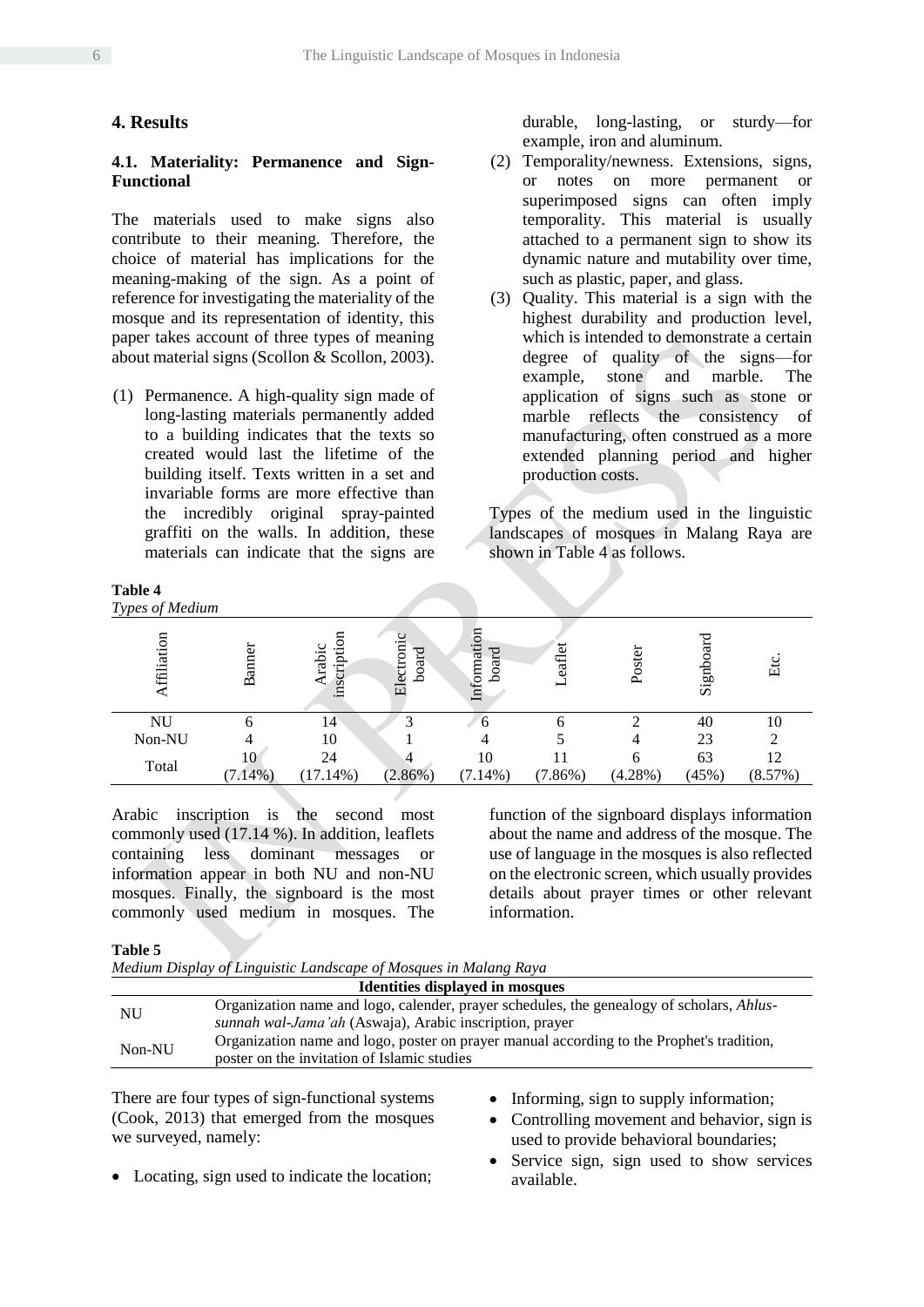## 4. Results

### 4.1. Materiality: Permanence and Sign-Functional

The materials used to make signs also contribute to their meaning. Therefore, the choice of material has implications for the meaning-making of the sign. As a point of reference for investigating the materiality of the mosque and its representation of identity, this paper takes account of three types of meaning about material signs (Scollon & Scollon, 2003).

(1) Permanence. A high-quality sign made of long-lasting materials permanently added to a building indicates that the texts so created would last the lifetime of the building itself. Texts written in a set and invariable forms are more effective than the incredibly original spray-painted graffiti on the walls. In addition, these materials can indicate that the signs are durable, long-lasting, or sturdy—for example, iron and aluminum.

(2) Temporality/newness. Extensions, signs, or notes on more permanent or superimposed signs can often imply temporality. This material is usually attached to a permanent sign to show its dynamic nature and mutability over time, such as plastic, paper, and glass.

(3) Quality. This material is a sign with the highest durability and production level, which is intended to demonstrate a certain degree of quality of the signs—for example, stone and marble. The application of signs such as stone or marble reflects the consistency of manufacturing, often construed as a more extended planning period and higher production costs.

Types of the medium used in the linguistic landscapes of mosques in Malang Raya are shown in Table 4 as follows.

**Table 4**
*Types of Medium*

| Affiliation | Banner | Arabic inscription | Electronic board | Information board | Leaflet | Poster | Signboard | Etc. |
|---|---|---|---|---|---|---|---|---|
| NU | 6 | 14 | 3 | 6 | 6 | 2 | 40 | 10 |
| Non-NU | 4 | 10 | 1 | 4 | 5 | 4 | 23 | 2 |
| Total | 10 (7.14%) | 24 (17.14%) | 4 (2.86%) | 10 (7.14%) | 11 (7.86%) | 6 (4.28%) | 63 (45%) | 12 (8.57%) |

Arabic inscription is the second most commonly used (17.14 %). In addition, leaflets containing less dominant messages or information appear in both NU and non-NU mosques. Finally, the signboard is the most commonly used medium in mosques. The function of the signboard displays information about the name and address of the mosque. The use of language in the mosques is also reflected on the electronic screen, which usually provides details about prayer times or other relevant information.

**Table 5**
*Medium Display of Linguistic Landscape of Mosques in Malang Raya*

| | Identities displayed in mosques |
|---|---|
| NU | Organization name and logo, calender, prayer schedules, the genealogy of scholars, *Ahlus-sunnah wal-Jama'ah* (Aswaja), Arabic inscription, prayer |
| Non-NU | Organization name and logo, poster on prayer manual according to the Prophet's tradition, poster on the invitation of Islamic studies |

There are four types of sign-functional systems (Cook, 2013) that emerged from the mosques we surveyed, namely:

- Locating, sign used to indicate the location;
- Informing, sign to supply information;
- Controlling movement and behavior, sign is used to provide behavioral boundaries;
- Service sign, sign used to show services available.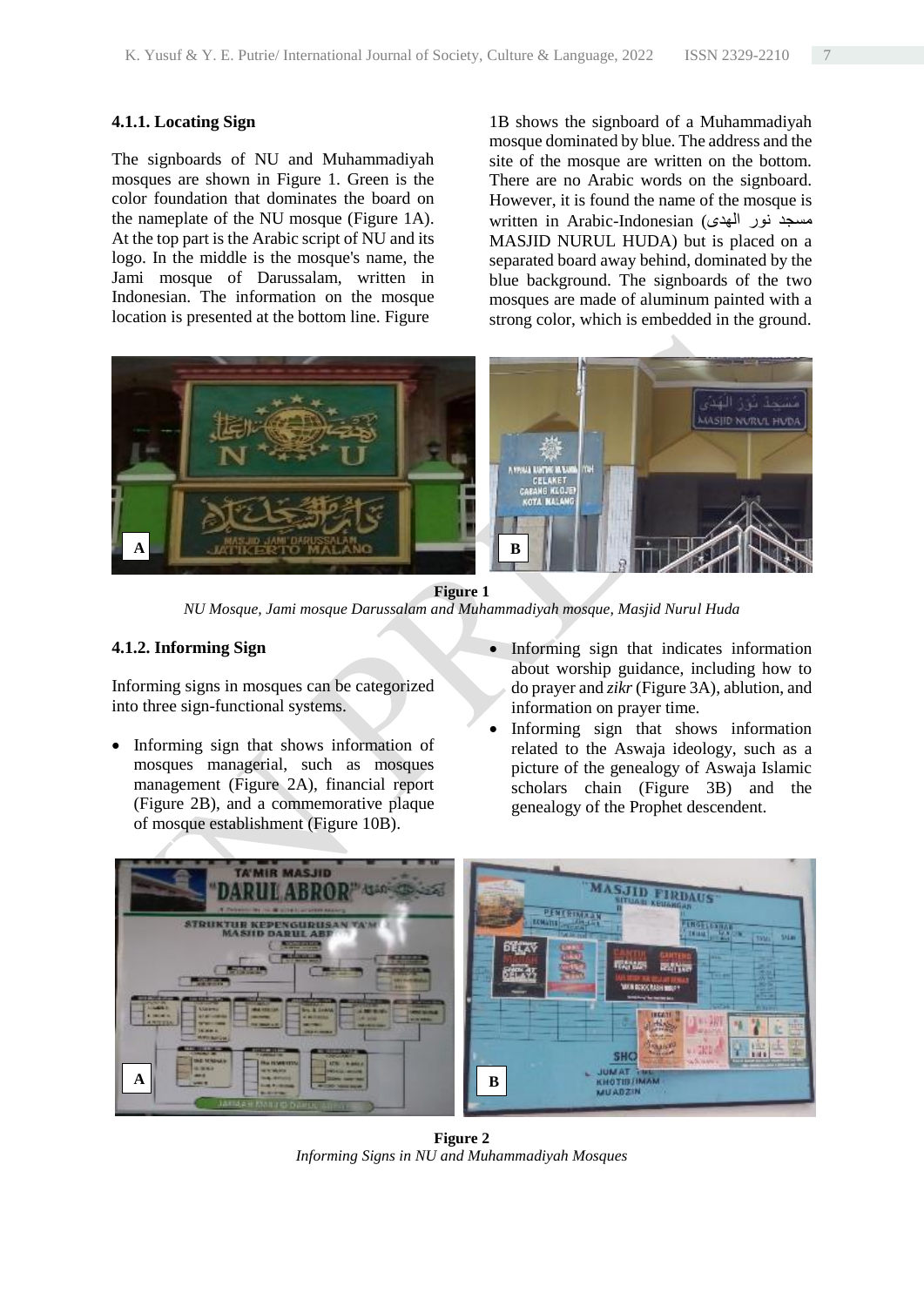#### 4.1.1. Locating Sign

The signboards of NU and Muhammadiyah mosques are shown in Figure 1. Green is the color foundation that dominates the board on the nameplate of the NU mosque (Figure 1A). At the top part is the Arabic script of NU and its logo. In the middle is the mosque's name, the Jami mosque of Darussalam, written in Indonesian. The information on the mosque location is presented at the bottom line. Figure 1B shows the signboard of a Muhammadiyah mosque dominated by blue. The address and the site of the mosque are written on the bottom. There are no Arabic words on the signboard. However, it is found the name of the mosque is written in Arabic-Indonesian (مسجد نور الهدى MASJID NURUL HUDA) but is placed on a separated board away behind, dominated by the blue background. The signboards of the two mosques are made of aluminum painted with a strong color, which is embedded in the ground.

**Figure 1**
*NU Mosque, Jami mosque Darussalam and Muhammadiyah mosque, Masjid Nurul Huda*

#### 4.1.2. Informing Sign

Informing signs in mosques can be categorized into three sign-functional systems.

- Informing sign that shows information of mosques managerial, such as mosques management (Figure 2A), financial report (Figure 2B), and a commemorative plaque of mosque establishment (Figure 10B).
- Informing sign that indicates information about worship guidance, including how to do prayer and *zikr* (Figure 3A), ablution, and information on prayer time.
- Informing sign that shows information related to the Aswaja ideology, such as a picture of the genealogy of Aswaja Islamic scholars chain (Figure 3B) and the genealogy of the Prophet descendent.

**Figure 2**
*Informing Signs in NU and Muhammadiyah Mosques*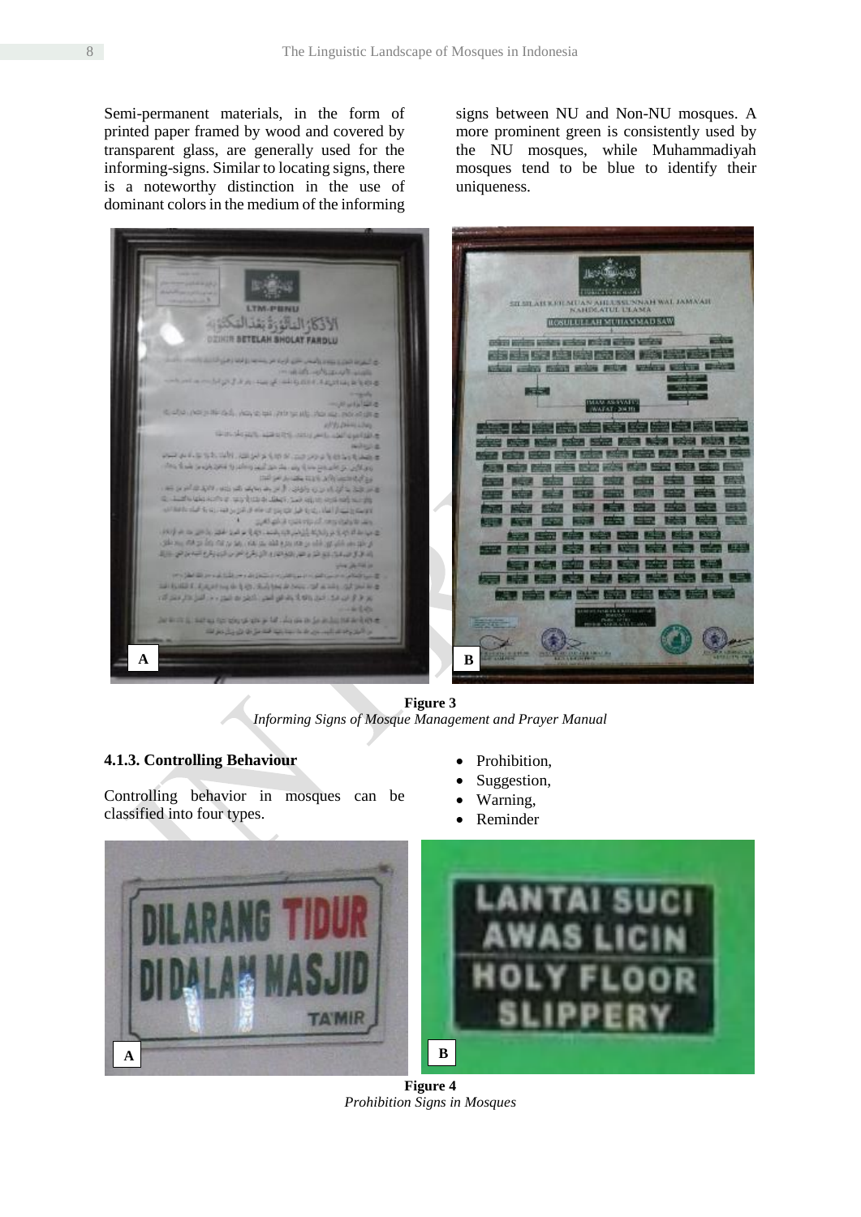Semi-permanent materials, in the form of printed paper framed by wood and covered by transparent glass, are generally used for the informing-signs. Similar to locating signs, there is a noteworthy distinction in the use of dominant colors in the medium of the informing signs between NU and Non-NU mosques. A more prominent green is consistently used by the NU mosques, while Muhammadiyah mosques tend to be blue to identify their uniqueness.

**Figure 3**
*Informing Signs of Mosque Management and Prayer Manual*

### 4.1.3. Controlling Behaviour

Controlling behavior in mosques can be classified into four types.

- Prohibition,
- Suggestion,
- Warning,
- Reminder

**Figure 4**
*Prohibition Signs in Mosques*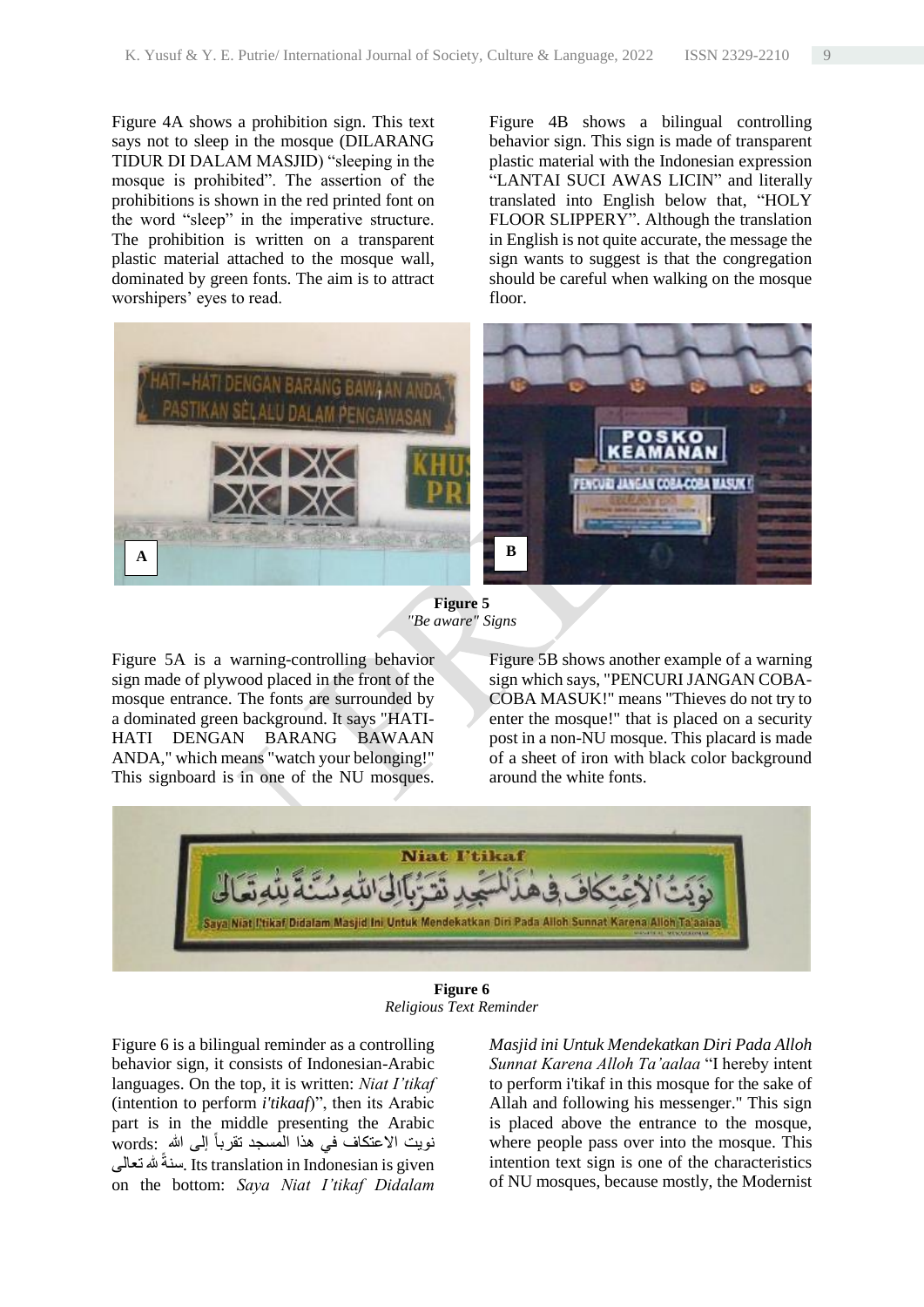Figure 4A shows a prohibition sign. This text says not to sleep in the mosque (DILARANG TIDUR DI DALAM MASJID) "sleeping in the mosque is prohibited". The assertion of the prohibitions is shown in the red printed font on the word "sleep" in the imperative structure. The prohibition is written on a transparent plastic material attached to the mosque wall, dominated by green fonts. The aim is to attract worshipers' eyes to read.

Figure 4B shows a bilingual controlling behavior sign. This sign is made of transparent plastic material with the Indonesian expression "LANTAI SUCI AWAS LICIN" and literally translated into English below that, "HOLY FLOOR SLIPPERY". Although the translation in English is not quite accurate, the message the sign wants to suggest is that the congregation should be careful when walking on the mosque floor.

**Figure 5**
*"Be aware" Signs*

Figure 5A is a warning-controlling behavior sign made of plywood placed in the front of the mosque entrance. The fonts are surrounded by a dominated green background. It says "HATI-HATI DENGAN BARANG BAWAAN ANDA," which means "watch your belonging!" This signboard is in one of the NU mosques.

Figure 5B shows another example of a warning sign which says, "PENCURI JANGAN COBA-COBA MASUK!" means "Thieves do not try to enter the mosque!" that is placed on a security post in a non-NU mosque. This placard is made of a sheet of iron with black color background around the white fonts.

**Figure 6**
*Religious Text Reminder*

Figure 6 is a bilingual reminder as a controlling behavior sign, it consists of Indonesian-Arabic languages. On the top, it is written: *Niat I'tikaf* (intention to perform *i'tikaaf*)", then its Arabic part is in the middle presenting the Arabic words: نويت الاعتكاف في هذا المسجد تقرباً إلى الله سنةً لله تعالى. Its translation in Indonesian is given on the bottom: *Saya Niat I'tikaf Didalam Masjid ini Untuk Mendekatkan Diri Pada Alloh Sunnat Karena Alloh Ta'aalaa* "I hereby intent to perform i'tikaf in this mosque for the sake of Allah and following his messenger." This sign is placed above the entrance to the mosque, where people pass over into the mosque. This intention text sign is one of the characteristics of NU mosques, because mostly, the Modernist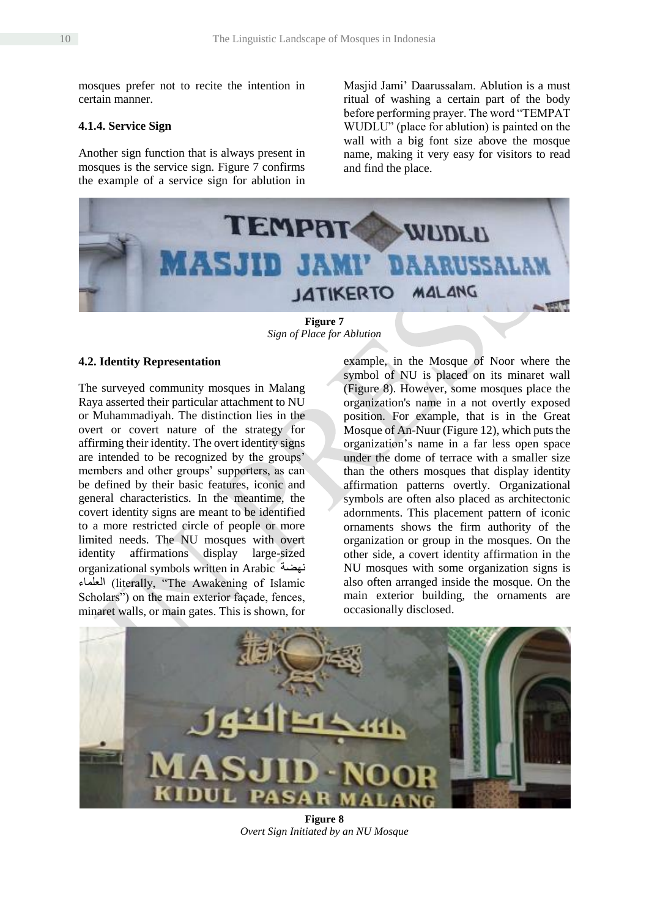mosques prefer not to recite the intention in certain manner.

### 4.1.4. Service Sign

Another sign function that is always present in mosques is the service sign. Figure 7 confirms the example of a service sign for ablution in Masjid Jami' Daarussalam. Ablution is a must ritual of washing a certain part of the body before performing prayer. The word "TEMPAT WUDLU" (place for ablution) is painted on the wall with a big font size above the mosque name, making it very easy for visitors to read and find the place.

**Figure 7**
*Sign of Place for Ablution*

## 4.2. Identity Representation

The surveyed community mosques in Malang Raya asserted their particular attachment to NU or Muhammadiyah. The distinction lies in the overt or covert nature of the strategy for affirming their identity. The overt identity signs are intended to be recognized by the groups' members and other groups' supporters, as can be defined by their basic features, iconic and general characteristics. In the meantime, the covert identity signs are meant to be identified to a more restricted circle of people or more limited needs. The NU mosques with overt identity affirmations display large-sized organizational symbols written in Arabic نهضة العلماء (literally, "The Awakening of Islamic Scholars") on the main exterior façade, fences, minaret walls, or main gates. This is shown, for example, in the Mosque of Noor where the symbol of NU is placed on its minaret wall (Figure 8). However, some mosques place the organization's name in a not overtly exposed position. For example, that is in the Great Mosque of An-Nuur (Figure 12), which puts the organization's name in a far less open space under the dome of terrace with a smaller size than the others mosques that display identity affirmation patterns overtly. Organizational symbols are often also placed as architectonic adornments. This placement pattern of iconic ornaments shows the firm authority of the organization or group in the mosques. On the other side, a covert identity affirmation in the NU mosques with some organization signs is also often arranged inside the mosque. On the main exterior building, the ornaments are occasionally disclosed.

**Figure 8**
*Overt Sign Initiated by an NU Mosque*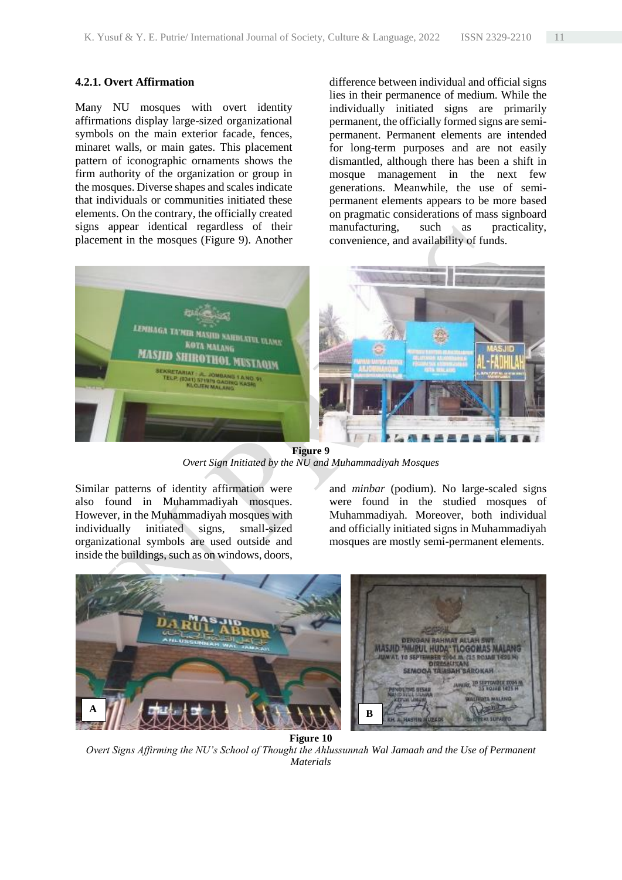### 4.2.1. Overt Affirmation

Many NU mosques with overt identity affirmations display large-sized organizational symbols on the main exterior facade, fences, minaret walls, or main gates. This placement pattern of iconographic ornaments shows the firm authority of the organization or group in the mosques. Diverse shapes and scales indicate that individuals or communities initiated these elements. On the contrary, the officially created signs appear identical regardless of their placement in the mosques (Figure 9). Another difference between individual and official signs lies in their permanence of medium. While the individually initiated signs are primarily permanent, the officially formed signs are semi-permanent. Permanent elements are intended for long-term purposes and are not easily dismantled, although there has been a shift in mosque management in the next few generations. Meanwhile, the use of semi-permanent elements appears to be more based on pragmatic considerations of mass signboard manufacturing, such as practicality, convenience, and availability of funds.

**Figure 9**
*Overt Sign Initiated by the NU and Muhammadiyah Mosques*

Similar patterns of identity affirmation were also found in Muhammadiyah mosques. However, in the Muhammadiyah mosques with individually initiated signs, small-sized organizational symbols are used outside and inside the buildings, such as on windows, doors, and *minbar* (podium). No large-scaled signs were found in the studied mosques of Muhammadiyah. Moreover, both individual and officially initiated signs in Muhammadiyah mosques are mostly semi-permanent elements.

**Figure 10**
*Overt Signs Affirming the NU's School of Thought the Ahlussunnah Wal Jamaah and the Use of Permanent Materials*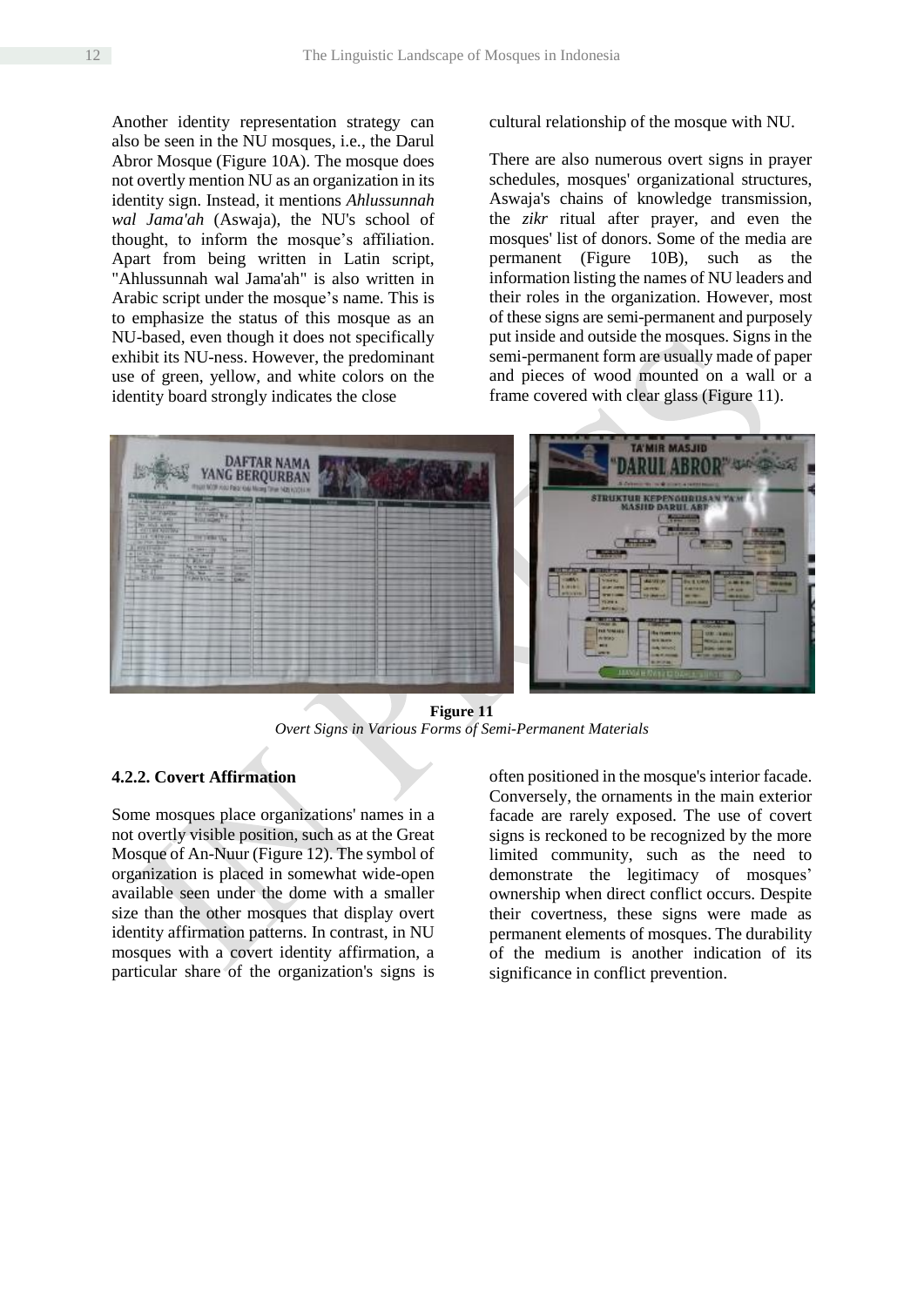Another identity representation strategy can also be seen in the NU mosques, i.e., the Darul Abror Mosque (Figure 10A). The mosque does not overtly mention NU as an organization in its identity sign. Instead, it mentions *Ahlussunnah wal Jama'ah* (Aswaja), the NU's school of thought, to inform the mosque's affiliation. Apart from being written in Latin script, "Ahlussunnah wal Jama'ah" is also written in Arabic script under the mosque's name. This is to emphasize the status of this mosque as an NU-based, even though it does not specifically exhibit its NU-ness. However, the predominant use of green, yellow, and white colors on the identity board strongly indicates the close cultural relationship of the mosque with NU.

There are also numerous overt signs in prayer schedules, mosques' organizational structures, Aswaja's chains of knowledge transmission, the *zikr* ritual after prayer, and even the mosques' list of donors. Some of the media are permanent (Figure 10B), such as the information listing the names of NU leaders and their roles in the organization. However, most of these signs are semi-permanent and purposely put inside and outside the mosques. Signs in the semi-permanent form are usually made of paper and pieces of wood mounted on a wall or a frame covered with clear glass (Figure 11).

**Figure 11**
*Overt Signs in Various Forms of Semi-Permanent Materials*

#### 4.2.2. Covert Affirmation

Some mosques place organizations' names in a not overtly visible position, such as at the Great Mosque of An-Nuur (Figure 12). The symbol of organization is placed in somewhat wide-open available seen under the dome with a smaller size than the other mosques that display overt identity affirmation patterns. In contrast, in NU mosques with a covert identity affirmation, a particular share of the organization's signs is often positioned in the mosque's interior facade. Conversely, the ornaments in the main exterior facade are rarely exposed. The use of covert signs is reckoned to be recognized by the more limited community, such as the need to demonstrate the legitimacy of mosques' ownership when direct conflict occurs. Despite their covertness, these signs were made as permanent elements of mosques. The durability of the medium is another indication of its significance in conflict prevention.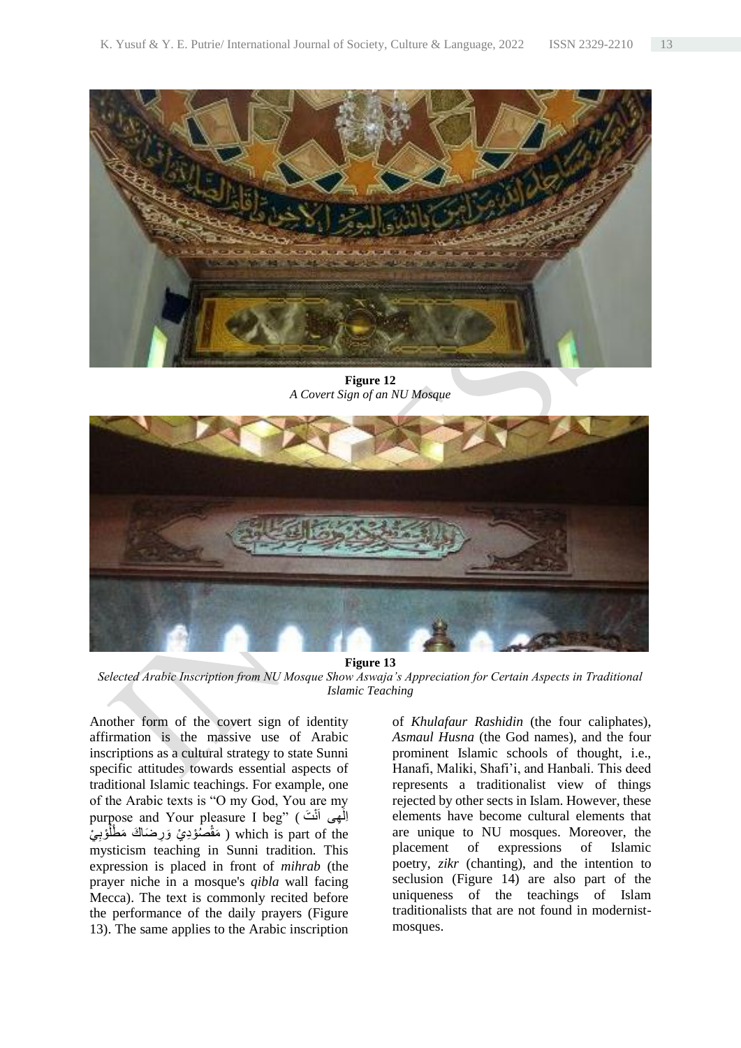**Figure 12**

*A Covert Sign of an NU Mosque*

**Figure 13**

*Selected Arabic Inscription from NU Mosque Show Aswaja's Appreciation for Certain Aspects in Traditional Islamic Teaching*

Another form of the covert sign of identity affirmation is the massive use of Arabic inscriptions as a cultural strategy to state Sunni specific attitudes towards essential aspects of traditional Islamic teachings. For example, one of the Arabic texts is "O my God, You are my purpose and Your pleasure I beg" ( اِلٰهِى أَنْتَ مَقْصُوْدِيْ وَرِضَاكَ مَطْلُوْبِيْ ) which is part of the mysticism teaching in Sunni tradition. This expression is placed in front of *mihrab* (the prayer niche in a mosque's *qibla* wall facing Mecca). The text is commonly recited before the performance of the daily prayers (Figure 13). The same applies to the Arabic inscription of *Khulafaur Rashidin* (the four caliphates), *Asmaul Husna* (the God names), and the four prominent Islamic schools of thought, i.e., Hanafi, Maliki, Shafi'i, and Hanbali. This deed represents a traditionalist view of things rejected by other sects in Islam. However, these elements have become cultural elements that are unique to NU mosques. Moreover, the placement of expressions of Islamic poetry, *zikr* (chanting), and the intention to seclusion (Figure 14) are also part of the uniqueness of the teachings of Islam traditionalists that are not found in modernist-mosques.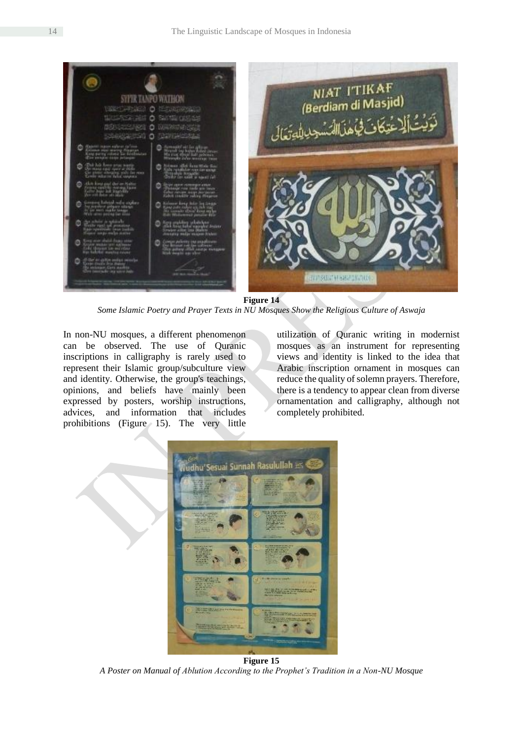**Figure 14**

*Some Islamic Poetry and Prayer Texts in NU Mosques Show the Religious Culture of Aswaja*

In non-NU mosques, a different phenomenon can be observed. The use of Quranic inscriptions in calligraphy is rarely used to represent their Islamic group/subculture view and identity. Otherwise, the group's teachings, opinions, and beliefs have mainly been expressed by posters, worship instructions, advices, and information that includes prohibitions (Figure 15). The very little utilization of Quranic writing in modernist mosques as an instrument for representing views and identity is linked to the idea that Arabic inscription ornament in mosques can reduce the quality of solemn prayers. Therefore, there is a tendency to appear clean from diverse ornamentation and calligraphy, although not completely prohibited.

**Figure 15**

*A Poster on Manual of Ablution According to the Prophet's Tradition in a Non-NU Mosque*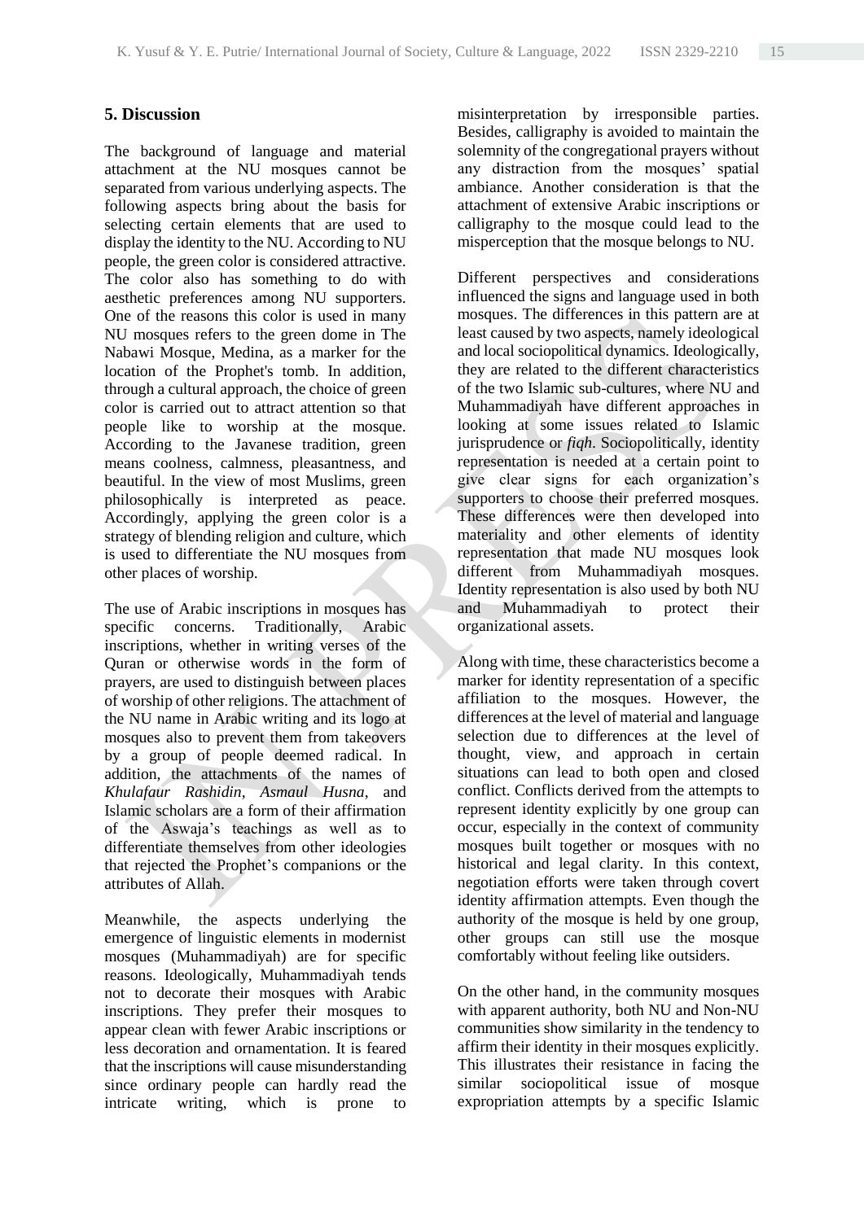## 5. Discussion

The background of language and material attachment at the NU mosques cannot be separated from various underlying aspects. The following aspects bring about the basis for selecting certain elements that are used to display the identity to the NU. According to NU people, the green color is considered attractive. The color also has something to do with aesthetic preferences among NU supporters. One of the reasons this color is used in many NU mosques refers to the green dome in The Nabawi Mosque, Medina, as a marker for the location of the Prophet's tomb. In addition, through a cultural approach, the choice of green color is carried out to attract attention so that people like to worship at the mosque. According to the Javanese tradition, green means coolness, calmness, pleasantness, and beautiful. In the view of most Muslims, green philosophically is interpreted as peace. Accordingly, applying the green color is a strategy of blending religion and culture, which is used to differentiate the NU mosques from other places of worship.

The use of Arabic inscriptions in mosques has specific concerns. Traditionally, Arabic inscriptions, whether in writing verses of the Quran or otherwise words in the form of prayers, are used to distinguish between places of worship of other religions. The attachment of the NU name in Arabic writing and its logo at mosques also to prevent them from takeovers by a group of people deemed radical. In addition, the attachments of the names of *Khulafaur Rashidin*, *Asmaul Husna*, and Islamic scholars are a form of their affirmation of the Aswaja's teachings as well as to differentiate themselves from other ideologies that rejected the Prophet's companions or the attributes of Allah.

Meanwhile, the aspects underlying the emergence of linguistic elements in modernist mosques (Muhammadiyah) are for specific reasons. Ideologically, Muhammadiyah tends not to decorate their mosques with Arabic inscriptions. They prefer their mosques to appear clean with fewer Arabic inscriptions or less decoration and ornamentation. It is feared that the inscriptions will cause misunderstanding since ordinary people can hardly read the intricate writing, which is prone to misinterpretation by irresponsible parties. Besides, calligraphy is avoided to maintain the solemnity of the congregational prayers without any distraction from the mosques' spatial ambiance. Another consideration is that the attachment of extensive Arabic inscriptions or calligraphy to the mosque could lead to the misperception that the mosque belongs to NU.

Different perspectives and considerations influenced the signs and language used in both mosques. The differences in this pattern are at least caused by two aspects, namely ideological and local sociopolitical dynamics. Ideologically, they are related to the different characteristics of the two Islamic sub-cultures, where NU and Muhammadiyah have different approaches in looking at some issues related to Islamic jurisprudence or *fiqh*. Sociopolitically, identity representation is needed at a certain point to give clear signs for each organization's supporters to choose their preferred mosques. These differences were then developed into materiality and other elements of identity representation that made NU mosques look different from Muhammadiyah mosques. Identity representation is also used by both NU and Muhammadiyah to protect their organizational assets.

Along with time, these characteristics become a marker for identity representation of a specific affiliation to the mosques. However, the differences at the level of material and language selection due to differences at the level of thought, view, and approach in certain situations can lead to both open and closed conflict. Conflicts derived from the attempts to represent identity explicitly by one group can occur, especially in the context of community mosques built together or mosques with no historical and legal clarity. In this context, negotiation efforts were taken through covert identity affirmation attempts. Even though the authority of the mosque is held by one group, other groups can still use the mosque comfortably without feeling like outsiders.

On the other hand, in the community mosques with apparent authority, both NU and Non-NU communities show similarity in the tendency to affirm their identity in their mosques explicitly. This illustrates their resistance in facing the similar sociopolitical issue of mosque expropriation attempts by a specific Islamic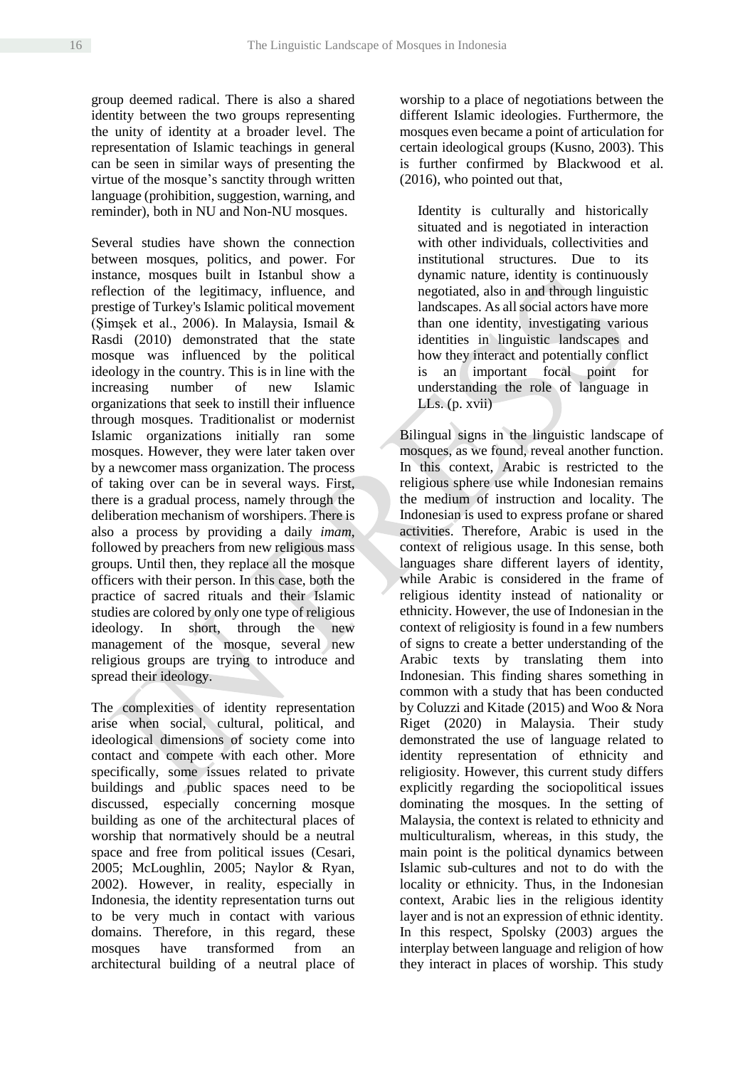group deemed radical. There is also a shared identity between the two groups representing the unity of identity at a broader level. The representation of Islamic teachings in general can be seen in similar ways of presenting the virtue of the mosque's sanctity through written language (prohibition, suggestion, warning, and reminder), both in NU and Non-NU mosques.

Several studies have shown the connection between mosques, politics, and power. For instance, mosques built in Istanbul show a reflection of the legitimacy, influence, and prestige of Turkey's Islamic political movement (Şimşek et al., 2006). In Malaysia, Ismail & Rasdi (2010) demonstrated that the state mosque was influenced by the political ideology in the country. This is in line with the increasing number of new Islamic organizations that seek to instill their influence through mosques. Traditionalist or modernist Islamic organizations initially ran some mosques. However, they were later taken over by a newcomer mass organization. The process of taking over can be in several ways. First, there is a gradual process, namely through the deliberation mechanism of worshipers. There is also a process by providing a daily *imam*, followed by preachers from new religious mass groups. Until then, they replace all the mosque officers with their person. In this case, both the practice of sacred rituals and their Islamic studies are colored by only one type of religious ideology. In short, through the new management of the mosque, several new religious groups are trying to introduce and spread their ideology.

The complexities of identity representation arise when social, cultural, political, and ideological dimensions of society come into contact and compete with each other. More specifically, some issues related to private buildings and public spaces need to be discussed, especially concerning mosque building as one of the architectural places of worship that normatively should be a neutral space and free from political issues (Cesari, 2005; McLoughlin, 2005; Naylor & Ryan, 2002). However, in reality, especially in Indonesia, the identity representation turns out to be very much in contact with various domains. Therefore, in this regard, these mosques have transformed from an architectural building of a neutral place of worship to a place of negotiations between the different Islamic ideologies. Furthermore, the mosques even became a point of articulation for certain ideological groups (Kusno, 2003). This is further confirmed by Blackwood et al. (2016), who pointed out that,

> Identity is culturally and historically situated and is negotiated in interaction with other individuals, collectivities and institutional structures. Due to its dynamic nature, identity is continuously negotiated, also in and through linguistic landscapes. As all social actors have more than one identity, investigating various identities in linguistic landscapes and how they interact and potentially conflict is an important focal point for understanding the role of language in LLs. (p. xvii)

Bilingual signs in the linguistic landscape of mosques, as we found, reveal another function. In this context, Arabic is restricted to the religious sphere use while Indonesian remains the medium of instruction and locality. The Indonesian is used to express profane or shared activities. Therefore, Arabic is used in the context of religious usage. In this sense, both languages share different layers of identity, while Arabic is considered in the frame of religious identity instead of nationality or ethnicity. However, the use of Indonesian in the context of religiosity is found in a few numbers of signs to create a better understanding of the Arabic texts by translating them into Indonesian. This finding shares something in common with a study that has been conducted by Coluzzi and Kitade (2015) and Woo & Nora Riget (2020) in Malaysia. Their study demonstrated the use of language related to identity representation of ethnicity and religiosity. However, this current study differs explicitly regarding the sociopolitical issues dominating the mosques. In the setting of Malaysia, the context is related to ethnicity and multiculturalism, whereas, in this study, the main point is the political dynamics between Islamic sub-cultures and not to do with the locality or ethnicity. Thus, in the Indonesian context, Arabic lies in the religious identity layer and is not an expression of ethnic identity. In this respect, Spolsky (2003) argues the interplay between language and religion of how they interact in places of worship. This study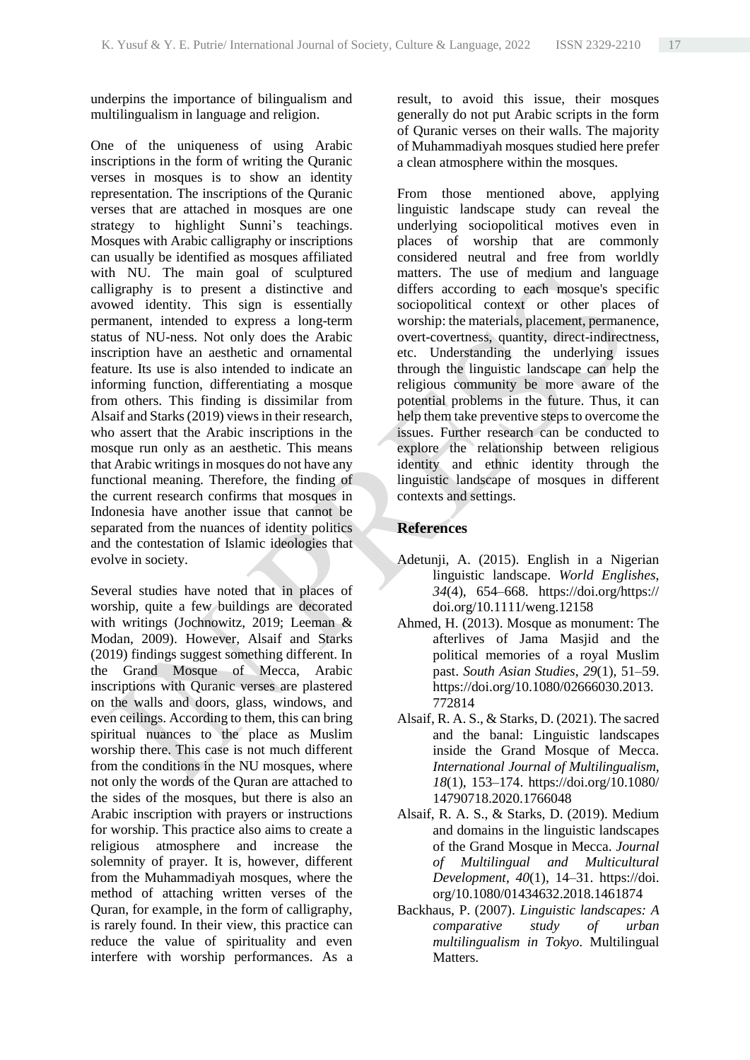underpins the importance of bilingualism and multilingualism in language and religion.

One of the uniqueness of using Arabic inscriptions in the form of writing the Quranic verses in mosques is to show an identity representation. The inscriptions of the Quranic verses that are attached in mosques are one strategy to highlight Sunni's teachings. Mosques with Arabic calligraphy or inscriptions can usually be identified as mosques affiliated with NU. The main goal of sculptured calligraphy is to present a distinctive and avowed identity. This sign is essentially permanent, intended to express a long-term status of NU-ness. Not only does the Arabic inscription have an aesthetic and ornamental feature. Its use is also intended to indicate an informing function, differentiating a mosque from others. This finding is dissimilar from Alsaif and Starks (2019) views in their research, who assert that the Arabic inscriptions in the mosque run only as an aesthetic. This means that Arabic writings in mosques do not have any functional meaning. Therefore, the finding of the current research confirms that mosques in Indonesia have another issue that cannot be separated from the nuances of identity politics and the contestation of Islamic ideologies that evolve in society.

Several studies have noted that in places of worship, quite a few buildings are decorated with writings (Jochnowitz, 2019; Leeman & Modan, 2009). However, Alsaif and Starks (2019) findings suggest something different. In the Grand Mosque of Mecca, Arabic inscriptions with Quranic verses are plastered on the walls and doors, glass, windows, and even ceilings. According to them, this can bring spiritual nuances to the place as Muslim worship there. This case is not much different from the conditions in the NU mosques, where not only the words of the Quran are attached to the sides of the mosques, but there is also an Arabic inscription with prayers or instructions for worship. This practice also aims to create a religious atmosphere and increase the solemnity of prayer. It is, however, different from the Muhammadiyah mosques, where the method of attaching written verses of the Quran, for example, in the form of calligraphy, is rarely found. In their view, this practice can reduce the value of spirituality and even interfere with worship performances. As a result, to avoid this issue, their mosques generally do not put Arabic scripts in the form of Quranic verses on their walls. The majority of Muhammadiyah mosques studied here prefer a clean atmosphere within the mosques.

From those mentioned above, applying linguistic landscape study can reveal the underlying sociopolitical motives even in places of worship that are commonly considered neutral and free from worldly matters. The use of medium and language differs according to each mosque's specific sociopolitical context or other places of worship: the materials, placement, permanence, overt-covertness, quantity, direct-indirectness, etc. Understanding the underlying issues through the linguistic landscape can help the religious community be more aware of the potential problems in the future. Thus, it can help them take preventive steps to overcome the issues. Further research can be conducted to explore the relationship between religious identity and ethnic identity through the linguistic landscape of mosques in different contexts and settings.

## References

Adetunji, A. (2015). English in a Nigerian linguistic landscape. *World Englishes*, *34*(4), 654–668. https://doi.org/https://doi.org/10.1111/weng.12158

Ahmed, H. (2013). Mosque as monument: The afterlives of Jama Masjid and the political memories of a royal Muslim past. *South Asian Studies*, *29*(1), 51–59. https://doi.org/10.1080/02666030.2013.772814

Alsaif, R. A. S., & Starks, D. (2021). The sacred and the banal: Linguistic landscapes inside the Grand Mosque of Mecca. *International Journal of Multilingualism*, *18*(1), 153–174. https://doi.org/10.1080/14790718.2020.1766048

Alsaif, R. A. S., & Starks, D. (2019). Medium and domains in the linguistic landscapes of the Grand Mosque in Mecca. *Journal of Multilingual and Multicultural Development*, *40*(1), 14–31. https://doi.org/10.1080/01434632.2018.1461874

Backhaus, P. (2007). *Linguistic landscapes: A comparative study of urban multilingualism in Tokyo*. Multilingual Matters.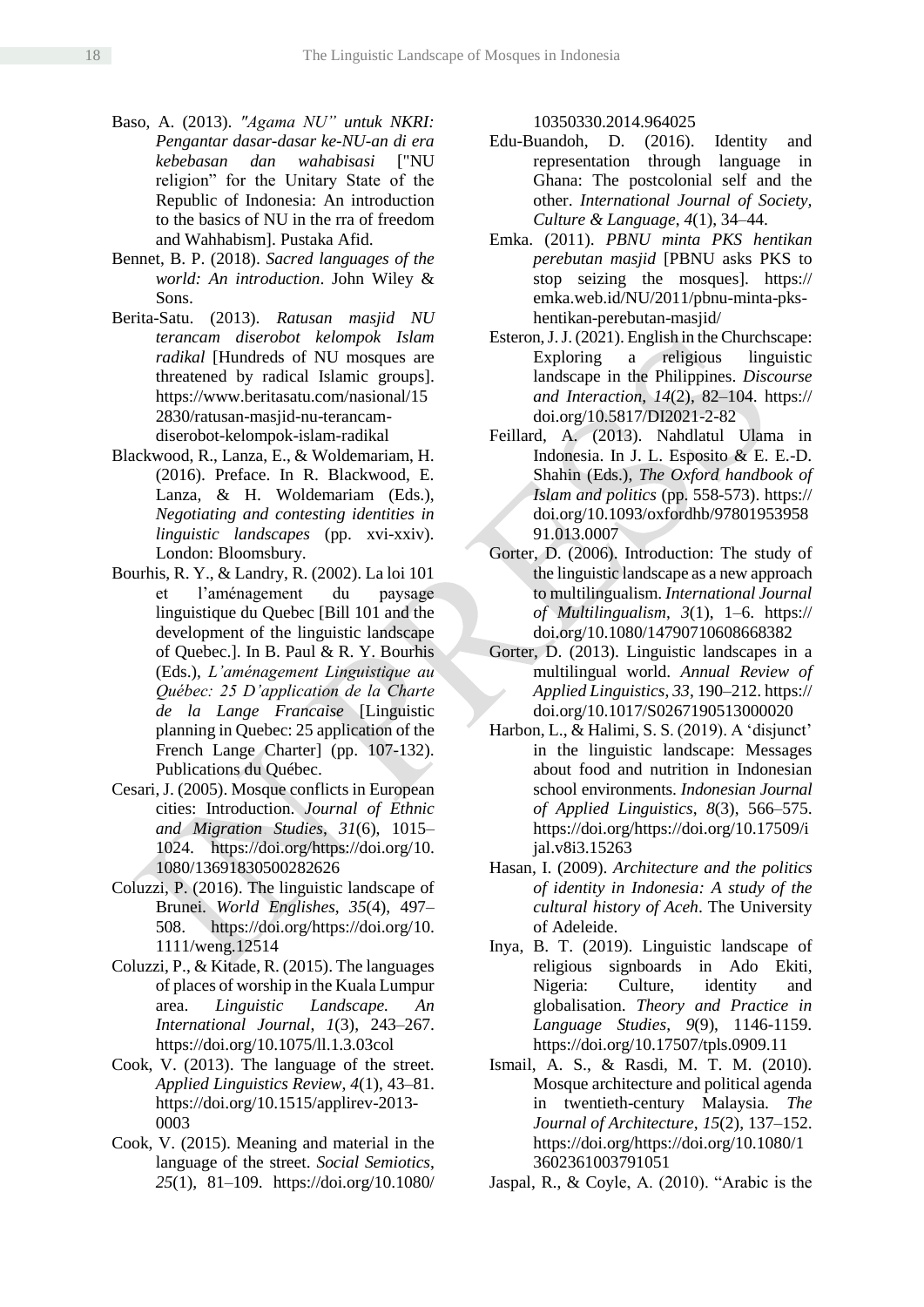Baso, A. (2013). *"Agama NU" untuk NKRI: Pengantar dasar-dasar ke-NU-an di era kebebasan dan wahabisasi* ["NU religion" for the Unitary State of the Republic of Indonesia: An introduction to the basics of NU in the rra of freedom and Wahhabism]. Pustaka Afid.

Bennet, B. P. (2018). *Sacred languages of the world: An introduction*. John Wiley & Sons.

Berita-Satu. (2013). *Ratusan masjid NU terancam diserobot kelompok Islam radikal* [Hundreds of NU mosques are threatened by radical Islamic groups]. https://www.beritasatu.com/nasional/152830/ratusan-masjid-nu-terancam-diserobot-kelompok-islam-radikal

Blackwood, R., Lanza, E., & Woldemariam, H. (2016). Preface. In R. Blackwood, E. Lanza, & H. Woldemariam (Eds.), *Negotiating and contesting identities in linguistic landscapes* (pp. xvi-xxiv). London: Bloomsbury.

Bourhis, R. Y., & Landry, R. (2002). La loi 101 et l'aménagement du paysage linguistique du Quebec [Bill 101 and the development of the linguistic landscape of Quebec.]. In B. Paul & R. Y. Bourhis (Eds.), *L'aménagement Linguistique au Québec: 25 D'application de la Charte de la Lange Francaise* [Linguistic planning in Quebec: 25 application of the French Lange Charter] (pp. 107-132). Publications du Québec.

Cesari, J. (2005). Mosque conflicts in European cities: Introduction. *Journal of Ethnic and Migration Studies*, *31*(6), 1015–1024. https://doi.org/https://doi.org/10.1080/13691830500282626

Coluzzi, P. (2016). The linguistic landscape of Brunei. *World Englishes*, *35*(4), 497–508. https://doi.org/https://doi.org/10.1111/weng.12514

Coluzzi, P., & Kitade, R. (2015). The languages of places of worship in the Kuala Lumpur area. *Linguistic Landscape. An International Journal*, *1*(3), 243–267. https://doi.org/10.1075/ll.1.3.03col

Cook, V. (2013). The language of the street. *Applied Linguistics Review*, *4*(1), 43–81. https://doi.org/10.1515/applirev-2013-0003

Cook, V. (2015). Meaning and material in the language of the street. *Social Semiotics*, *25*(1), 81–109. https://doi.org/10.1080/10350330.2014.964025

Edu-Buandoh, D. (2016). Identity and representation through language in Ghana: The postcolonial self and the other. *International Journal of Society, Culture & Language*, *4*(1), 34–44.

Emka. (2011). *PBNU minta PKS hentikan perebutan masjid* [PBNU asks PKS to stop seizing the mosques]. https://emka.web.id/NU/2011/pbnu-minta-pks-hentikan-perebutan-masjid/

Esteron, J. J. (2021). English in the Churchscape: Exploring a religious linguistic landscape in the Philippines. *Discourse and Interaction*, *14*(2), 82–104. https://doi.org/10.5817/DI2021-2-82

Feillard, A. (2013). Nahdlatul Ulama in Indonesia. In J. L. Esposito & E. E.-D. Shahin (Eds.), *The Oxford handbook of Islam and politics* (pp. 558-573). https://doi.org/10.1093/oxfordhb/9780195395891.013.0007

Gorter, D. (2006). Introduction: The study of the linguistic landscape as a new approach to multilingualism. *International Journal of Multilingualism*, *3*(1), 1–6. https://doi.org/10.1080/14790710608668382

Gorter, D. (2013). Linguistic landscapes in a multilingual world. *Annual Review of Applied Linguistics*, *33*, 190–212. https://doi.org/10.1017/S0267190513000020

Harbon, L., & Halimi, S. S. (2019). A 'disjunct' in the linguistic landscape: Messages about food and nutrition in Indonesian school environments. *Indonesian Journal of Applied Linguistics*, *8*(3), 566–575. https://doi.org/https://doi.org/10.17509/ijal.v8i3.15263

Hasan, I. (2009). *Architecture and the politics of identity in Indonesia: A study of the cultural history of Aceh*. The University of Adeleide.

Inya, B. T. (2019). Linguistic landscape of religious signboards in Ado Ekiti, Nigeria: Culture, identity and globalisation. *Theory and Practice in Language Studies*, *9*(9), 1146-1159. https://doi.org/10.17507/tpls.0909.11

Ismail, A. S., & Rasdi, M. T. M. (2010). Mosque architecture and political agenda in twentieth-century Malaysia. *The Journal of Architecture*, *15*(2), 137–152. https://doi.org/https://doi.org/10.1080/13602361003791051

Jaspal, R., & Coyle, A. (2010). "Arabic is the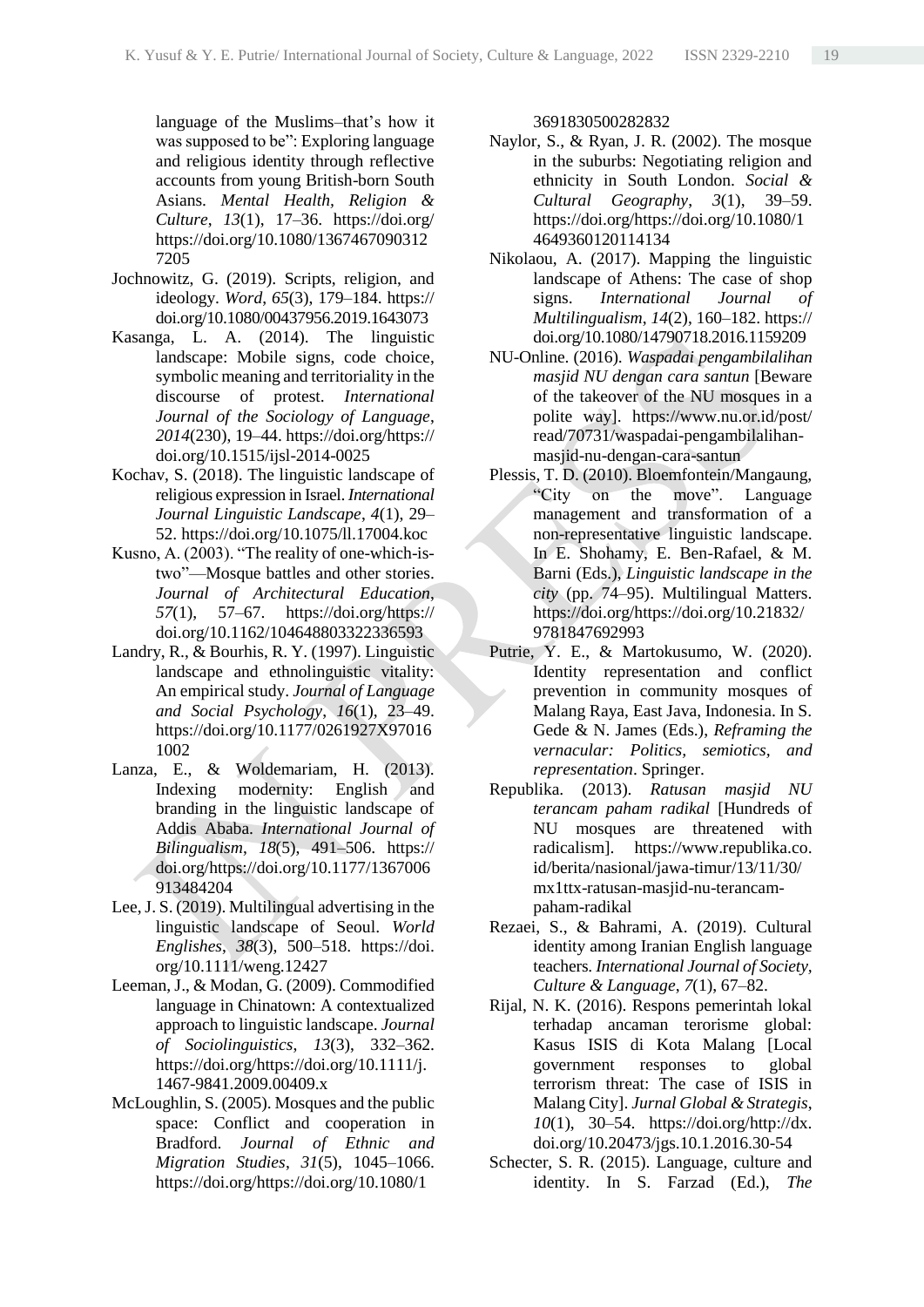language of the Muslims–that's how it was supposed to be": Exploring language and religious identity through reflective accounts from young British-born South Asians. *Mental Health, Religion & Culture*, *13*(1), 17–36. https://doi.org/https://doi.org/10.1080/13674670903127205

Jochnowitz, G. (2019). Scripts, religion, and ideology. *Word*, *65*(3), 179–184. https://doi.org/10.1080/00437956.2019.1643073

Kasanga, L. A. (2014). The linguistic landscape: Mobile signs, code choice, symbolic meaning and territoriality in the discourse of protest. *International Journal of the Sociology of Language*, *2014*(230), 19–44. https://doi.org/https://doi.org/10.1515/ijsl-2014-0025

Kochav, S. (2018). The linguistic landscape of religious expression in Israel. *International Journal Linguistic Landscape*, *4*(1), 29–52. https://doi.org/10.1075/ll.17004.koc

Kusno, A. (2003). "The reality of one-which-is-two"—Mosque battles and other stories. *Journal of Architectural Education*, *57*(1), 57–67. https://doi.org/https://doi.org/10.1162/104648803322336593

Landry, R., & Bourhis, R. Y. (1997). Linguistic landscape and ethnolinguistic vitality: An empirical study. *Journal of Language and Social Psychology*, *16*(1), 23–49. https://doi.org/10.1177/0261927X970161002

Lanza, E., & Woldemariam, H. (2013). Indexing modernity: English and branding in the linguistic landscape of Addis Ababa. *International Journal of Bilingualism*, *18*(5), 491–506. https://doi.org/https://doi.org/10.1177/1367006913484204

Lee, J. S. (2019). Multilingual advertising in the linguistic landscape of Seoul. *World Englishes*, *38*(3), 500–518. https://doi.org/10.1111/weng.12427

Leeman, J., & Modan, G. (2009). Commodified language in Chinatown: A contextualized approach to linguistic landscape. *Journal of Sociolinguistics*, *13*(3), 332–362. https://doi.org/https://doi.org/10.1111/j.1467-9841.2009.00409.x

McLoughlin, S. (2005). Mosques and the public space: Conflict and cooperation in Bradford. *Journal of Ethnic and Migration Studies*, *31*(5), 1045–1066. https://doi.org/https://doi.org/10.1080/13691830500282832

Naylor, S., & Ryan, J. R. (2002). The mosque in the suburbs: Negotiating religion and ethnicity in South London. *Social & Cultural Geography*, *3*(1), 39–59. https://doi.org/https://doi.org/10.1080/14649360120114134

Nikolaou, A. (2017). Mapping the linguistic landscape of Athens: The case of shop signs. *International Journal of Multilingualism*, *14*(2), 160–182. https://doi.org/10.1080/14790718.2016.1159209

NU-Online. (2016). *Waspadai pengambilalihan masjid NU dengan cara santun* [Beware of the takeover of the NU mosques in a polite way]. https://www.nu.or.id/post/read/70731/waspadai-pengambilalihan-masjid-nu-dengan-cara-santun

Plessis, T. D. (2010). Bloemfontein/Mangaung, "City on the move". Language management and transformation of a non-representative linguistic landscape. In E. Shohamy, E. Ben-Rafael, & M. Barni (Eds.), *Linguistic landscape in the city* (pp. 74–95). Multilingual Matters. https://doi.org/https://doi.org/10.21832/9781847692993

Putrie, Y. E., & Martokusumo, W. (2020). Identity representation and conflict prevention in community mosques of Malang Raya, East Java, Indonesia. In S. Gede & N. James (Eds.), *Reframing the vernacular: Politics, semiotics, and representation*. Springer.

Republika. (2013). *Ratusan masjid NU terancam paham radikal* [Hundreds of NU mosques are threatened with radicalism]. https://www.republika.co.id/berita/nasional/jawa-timur/13/11/30/mx1ttx-ratusan-masjid-nu-terancam-paham-radikal

Rezaei, S., & Bahrami, A. (2019). Cultural identity among Iranian English language teachers. *International Journal of Society, Culture & Language*, *7*(1), 67–82.

Rijal, N. K. (2016). Respons pemerintah lokal terhadap ancaman terorisme global: Kasus ISIS di Kota Malang [Local government responses to global terrorism threat: The case of ISIS in Malang City]. *Jurnal Global & Strategis*, *10*(1), 30–54. https://doi.org/http://dx.doi.org/10.20473/jgs.10.1.2016.30-54

Schecter, S. R. (2015). Language, culture and identity. In S. Farzad (Ed.), *The*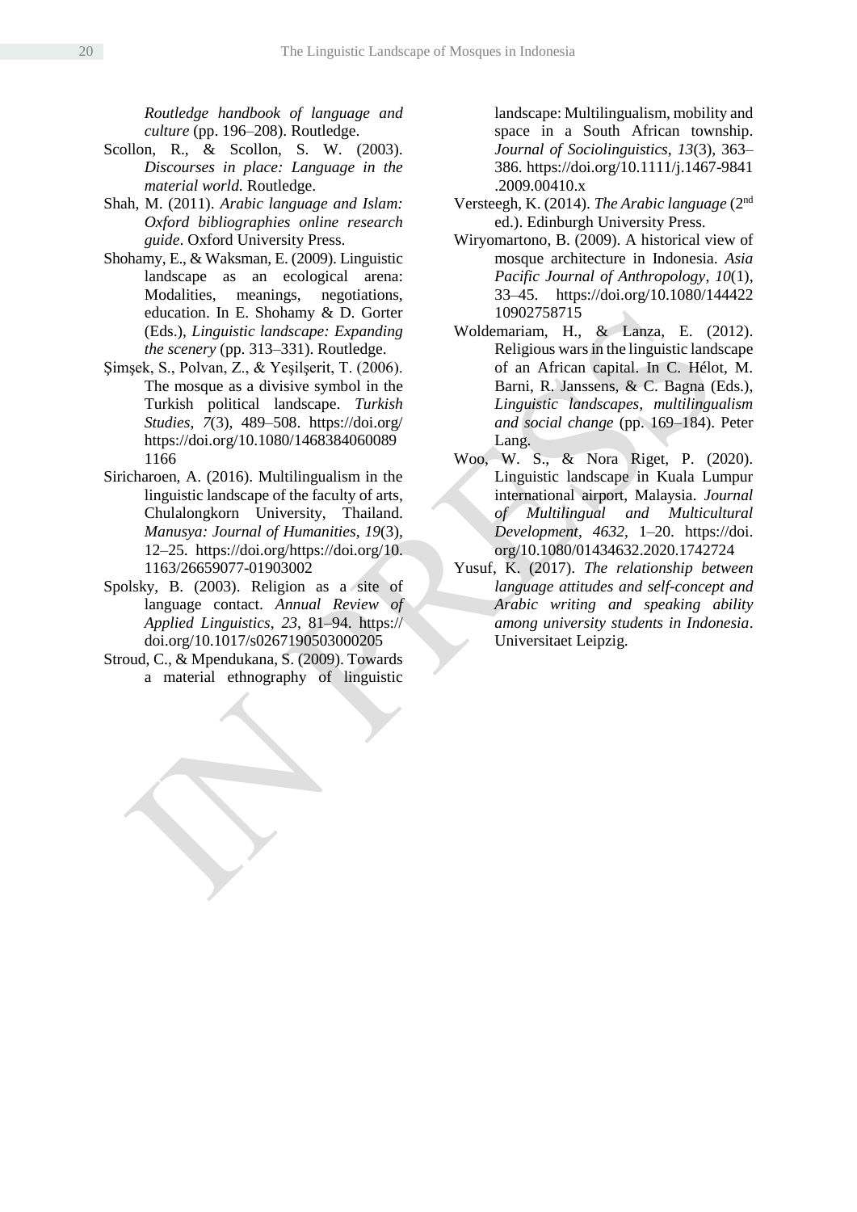*Routledge handbook of language and culture* (pp. 196–208). Routledge.

Scollon, R., & Scollon, S. W. (2003). *Discourses in place: Language in the material world.* Routledge.

Shah, M. (2011). *Arabic language and Islam: Oxford bibliographies online research guide*. Oxford University Press.

Shohamy, E., & Waksman, E. (2009). Linguistic landscape as an ecological arena: Modalities, meanings, negotiations, education. In E. Shohamy & D. Gorter (Eds.), *Linguistic landscape: Expanding the scenery* (pp. 313–331). Routledge.

Şimşek, S., Polvan, Z., & Yeşilşerit, T. (2006). The mosque as a divisive symbol in the Turkish political landscape. *Turkish Studies*, *7*(3), 489–508. https://doi.org/ https://doi.org/10.1080/1468384060089 1166

Siricharoen, A. (2016). Multilingualism in the linguistic landscape of the faculty of arts, Chulalongkorn University, Thailand. *Manusya: Journal of Humanities*, *19*(3), 12–25. https://doi.org/https://doi.org/10. 1163/26659077-01903002

Spolsky, B. (2003). Religion as a site of language contact. *Annual Review of Applied Linguistics*, *23*, 81–94. https:// doi.org/10.1017/s0267190503000205

Stroud, C., & Mpendukana, S. (2009). Towards a material ethnography of linguistic landscape: Multilingualism, mobility and space in a South African township. *Journal of Sociolinguistics*, *13*(3), 363–386. https://doi.org/10.1111/j.1467-9841 .2009.00410.x

Versteegh, K. (2014). *The Arabic language* (2nd ed.). Edinburgh University Press.

Wiryomartono, B. (2009). A historical view of mosque architecture in Indonesia. *Asia Pacific Journal of Anthropology*, *10*(1), 33–45. https://doi.org/10.1080/144422 10902758715

Woldemariam, H., & Lanza, E. (2012). Religious wars in the linguistic landscape of an African capital. In C. Hélot, M. Barni, R. Janssens, & C. Bagna (Eds.), *Linguistic landscapes, multilingualism and social change* (pp. 169–184). Peter Lang.

Woo, W. S., & Nora Riget, P. (2020). Linguistic landscape in Kuala Lumpur international airport, Malaysia. *Journal of Multilingual and Multicultural Development*, *4632*, 1–20. https://doi. org/10.1080/01434632.2020.1742724

Yusuf, K. (2017). *The relationship between language attitudes and self-concept and Arabic writing and speaking ability among university students in Indonesia*. Universitaet Leipzig.